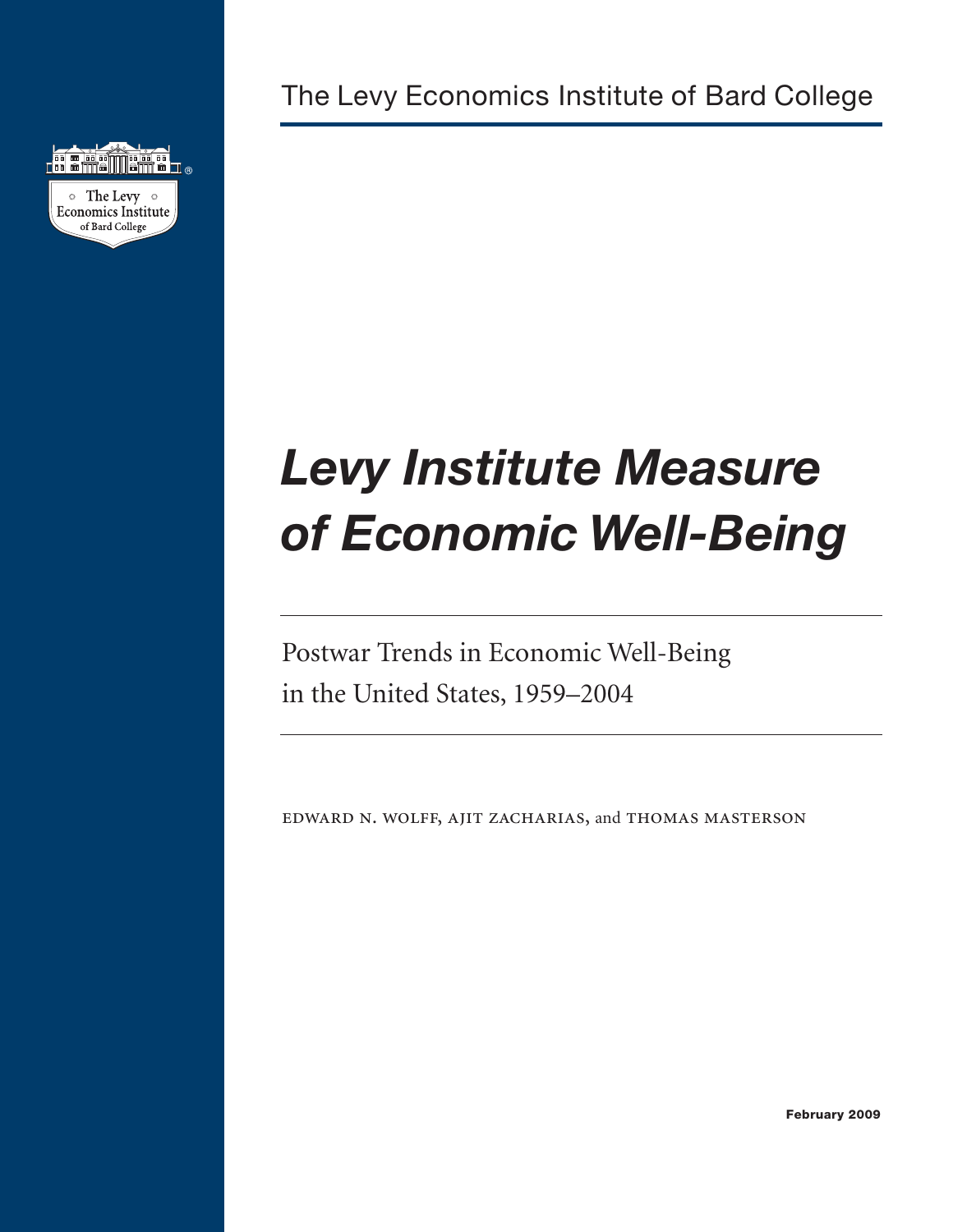The Levy Economics Institute of Bard College

# *Levy Institute Measure of Economic Well-Being*

## Postwar Trends in Economic Well-Being in the United States, 1959–2004

EDWARD N. WOLFF, AJIT ZACHARIAS, and THOMAS MASTERSON

**February 2009**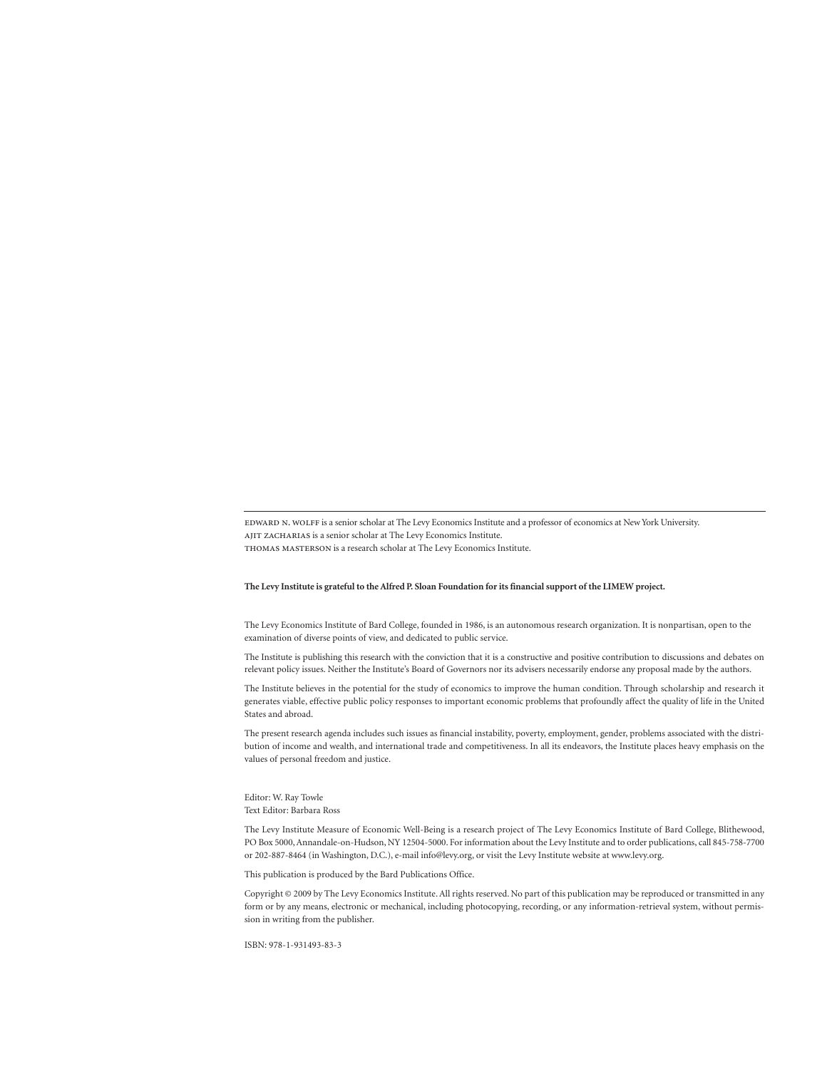EDWARD N. WOLFF is a senior scholar at The Levy Economics Institute and a professor of economics at New York University.
AJIT ZACHARIAS is a senior scholar at The Levy Economics Institute.
THOMAS MASTERSON is a research scholar at The Levy Economics Institute.

**The Levy Institute is grateful to the Alfred P. Sloan Foundation for its financial support of the LIMEW project.**

The Levy Economics Institute of Bard College, founded in 1986, is an autonomous research organization. It is nonpartisan, open to the examination of diverse points of view, and dedicated to public service.

The Institute is publishing this research with the conviction that it is a constructive and positive contribution to discussions and debates on relevant policy issues. Neither the Institute's Board of Governors nor its advisers necessarily endorse any proposal made by the authors.

The Institute believes in the potential for the study of economics to improve the human condition. Through scholarship and research it generates viable, effective public policy responses to important economic problems that profoundly affect the quality of life in the United States and abroad.

The present research agenda includes such issues as financial instability, poverty, employment, gender, problems associated with the distribution of income and wealth, and international trade and competitiveness. In all its endeavors, the Institute places heavy emphasis on the values of personal freedom and justice.

Editor: W. Ray Towle
Text Editor: Barbara Ross

The Levy Institute Measure of Economic Well-Being is a research project of The Levy Economics Institute of Bard College, Blithewood, PO Box 5000, Annandale-on-Hudson, NY 12504-5000. For information about the Levy Institute and to order publications, call 845-758-7700 or 202-887-8464 (in Washington, D.C.), e-mail info@levy.org, or visit the Levy Institute website at www.levy.org.

This publication is produced by the Bard Publications Office.

Copyright © 2009 by The Levy Economics Institute. All rights reserved. No part of this publication may be reproduced or transmitted in any form or by any means, electronic or mechanical, including photocopying, recording, or any information-retrieval system, without permission in writing from the publisher.

ISBN: 978-1-931493-83-3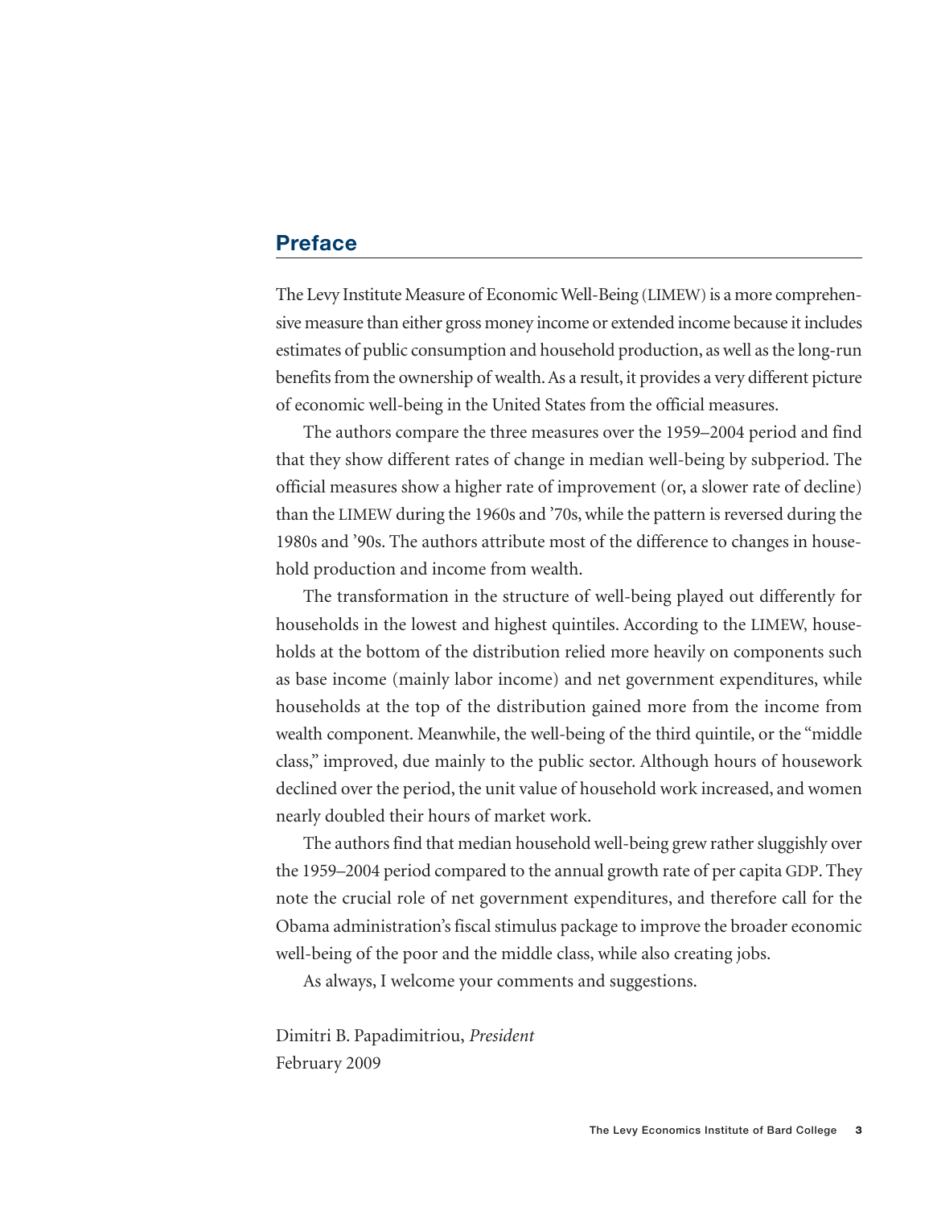## Preface

The Levy Institute Measure of Economic Well-Being (LIMEW) is a more comprehensive measure than either gross money income or extended income because it includes estimates of public consumption and household production, as well as the long-run benefits from the ownership of wealth. As a result, it provides a very different picture of economic well-being in the United States from the official measures.

The authors compare the three measures over the 1959–2004 period and find that they show different rates of change in median well-being by subperiod. The official measures show a higher rate of improvement (or, a slower rate of decline) than the LIMEW during the 1960s and '70s, while the pattern is reversed during the 1980s and '90s. The authors attribute most of the difference to changes in household production and income from wealth.

The transformation in the structure of well-being played out differently for households in the lowest and highest quintiles. According to the LIMEW, households at the bottom of the distribution relied more heavily on components such as base income (mainly labor income) and net government expenditures, while households at the top of the distribution gained more from the income from wealth component. Meanwhile, the well-being of the third quintile, or the "middle class," improved, due mainly to the public sector. Although hours of housework declined over the period, the unit value of household work increased, and women nearly doubled their hours of market work.

The authors find that median household well-being grew rather sluggishly over the 1959–2004 period compared to the annual growth rate of per capita GDP. They note the crucial role of net government expenditures, and therefore call for the Obama administration's fiscal stimulus package to improve the broader economic well-being of the poor and the middle class, while also creating jobs.

As always, I welcome your comments and suggestions.

Dimitri B. Papadimitriou, *President*  
February 2009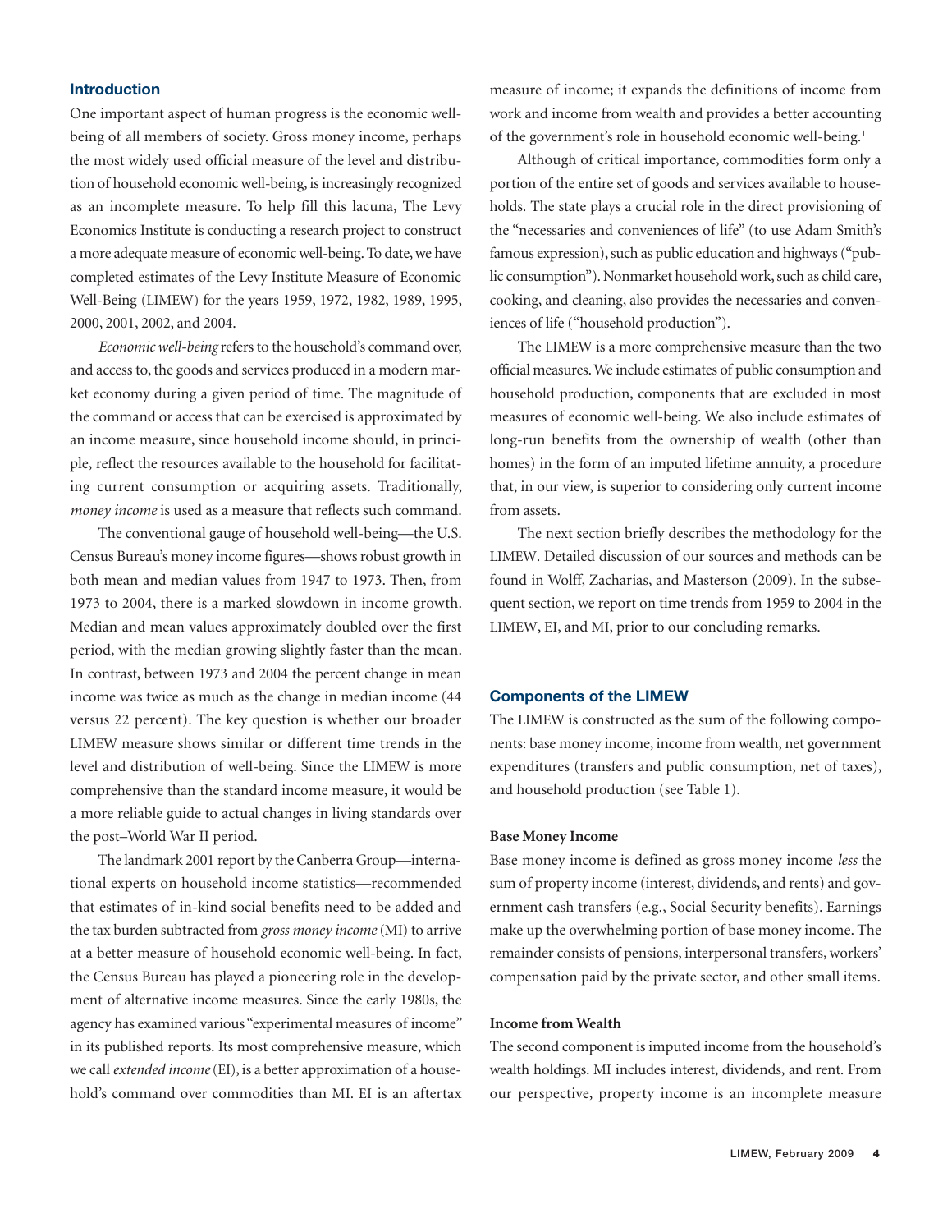## Introduction

One important aspect of human progress is the economic well-being of all members of society. Gross money income, perhaps the most widely used official measure of the level and distribution of household economic well-being, is increasingly recognized as an incomplete measure. To help fill this lacuna, The Levy Economics Institute is conducting a research project to construct a more adequate measure of economic well-being. To date, we have completed estimates of the Levy Institute Measure of Economic Well-Being (LIMEW) for the years 1959, 1972, 1982, 1989, 1995, 2000, 2001, 2002, and 2004.

*Economic well-being* refers to the household's command over, and access to, the goods and services produced in a modern market economy during a given period of time. The magnitude of the command or access that can be exercised is approximated by an income measure, since household income should, in principle, reflect the resources available to the household for facilitating current consumption or acquiring assets. Traditionally, *money income* is used as a measure that reflects such command.

The conventional gauge of household well-being—the U.S. Census Bureau's money income figures—shows robust growth in both mean and median values from 1947 to 1973. Then, from 1973 to 2004, there is a marked slowdown in income growth. Median and mean values approximately doubled over the first period, with the median growing slightly faster than the mean. In contrast, between 1973 and 2004 the percent change in mean income was twice as much as the change in median income (44 versus 22 percent). The key question is whether our broader LIMEW measure shows similar or different time trends in the level and distribution of well-being. Since the LIMEW is more comprehensive than the standard income measure, it would be a more reliable guide to actual changes in living standards over the post–World War II period.

The landmark 2001 report by the Canberra Group—international experts on household income statistics—recommended that estimates of in-kind social benefits need to be added and the tax burden subtracted from *gross money income* (MI) to arrive at a better measure of household economic well-being. In fact, the Census Bureau has played a pioneering role in the development of alternative income measures. Since the early 1980s, the agency has examined various "experimental measures of income" in its published reports. Its most comprehensive measure, which we call *extended income* (EI), is a better approximation of a household's command over commodities than MI. EI is an aftertax measure of income; it expands the definitions of income from work and income from wealth and provides a better accounting of the government's role in household economic well-being.[1]

Although of critical importance, commodities form only a portion of the entire set of goods and services available to households. The state plays a crucial role in the direct provisioning of the "necessaries and conveniences of life" (to use Adam Smith's famous expression), such as public education and highways ("public consumption"). Nonmarket household work, such as child care, cooking, and cleaning, also provides the necessaries and conveniences of life ("household production").

The LIMEW is a more comprehensive measure than the two official measures. We include estimates of public consumption and household production, components that are excluded in most measures of economic well-being. We also include estimates of long-run benefits from the ownership of wealth (other than homes) in the form of an imputed lifetime annuity, a procedure that, in our view, is superior to considering only current income from assets.

The next section briefly describes the methodology for the LIMEW. Detailed discussion of our sources and methods can be found in Wolff, Zacharias, and Masterson (2009). In the subsequent section, we report on time trends from 1959 to 2004 in the LIMEW, EI, and MI, prior to our concluding remarks.

## Components of the LIMEW

The LIMEW is constructed as the sum of the following components: base money income, income from wealth, net government expenditures (transfers and public consumption, net of taxes), and household production (see Table 1).

### Base Money Income

Base money income is defined as gross money income *less* the sum of property income (interest, dividends, and rents) and government cash transfers (e.g., Social Security benefits). Earnings make up the overwhelming portion of base money income. The remainder consists of pensions, interpersonal transfers, workers' compensation paid by the private sector, and other small items.

### Income from Wealth

The second component is imputed income from the household's wealth holdings. MI includes interest, dividends, and rent. From our perspective, property income is an incomplete measure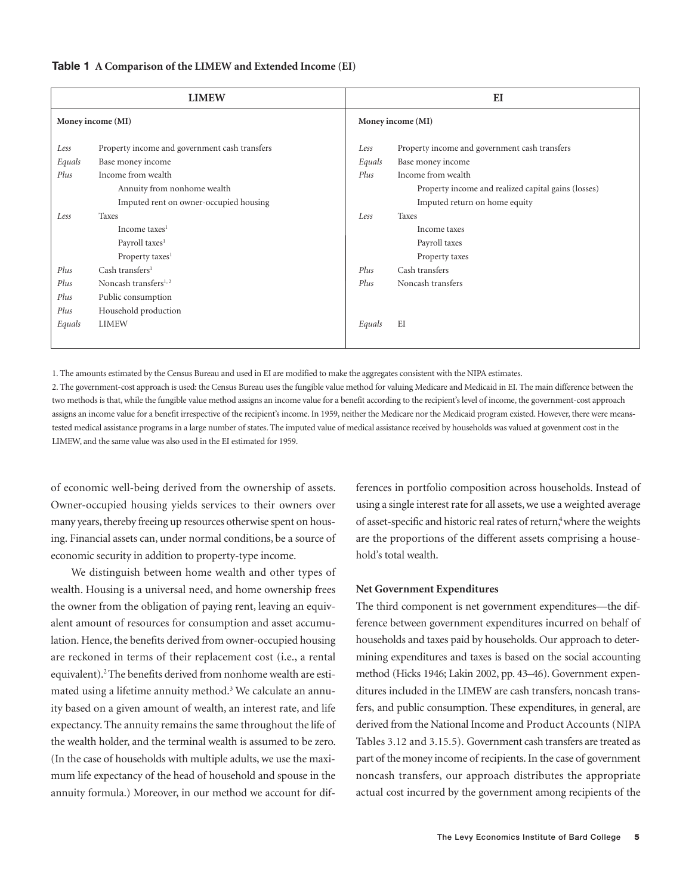**Table 1 A Comparison of the LIMEW and Extended Income (EI)**

| LIMEW | | EI | |
|---|---|---|---|
| **Money income (MI)** | | **Money income (MI)** | |
| *Less* | Property income and government cash transfers | *Less* | Property income and government cash transfers |
| *Equals* | Base money income | *Equals* | Base money income |
| *Plus* | Income from wealth | *Plus* | Income from wealth |
| | Annuity from nonhome wealth | | Property income and realized capital gains (losses) |
| | Imputed rent on owner-occupied housing | | Imputed return on home equity |
| *Less* | Taxes | *Less* | Taxes |
| | Income taxes[1] | | Income taxes |
| | Payroll taxes[1] | | Payroll taxes |
| | Property taxes[1] | | Property taxes |
| *Plus* | Cash transfers[1] | *Plus* | Cash transfers |
| *Plus* | Noncash transfers[1, 2] | *Plus* | Noncash transfers |
| *Plus* | Public consumption | | |
| *Plus* | Household production | | |
| *Equals* | LIMEW | *Equals* | EI |

1. The amounts estimated by the Census Bureau and used in EI are modified to make the aggregates consistent with the NIPA estimates.

2. The government-cost approach is used: the Census Bureau uses the fungible value method for valuing Medicare and Medicaid in EI. The main difference between the two methods is that, while the fungible value method assigns an income value for a benefit according to the recipient's level of income, the government-cost approach assigns an income value for a benefit irrespective of the recipient's income. In 1959, neither the Medicare nor the Medicaid program existed. However, there were means-tested medical assistance programs in a large number of states. The imputed value of medical assistance received by households was valued at govenment cost in the LIMEW, and the same value was also used in the EI estimated for 1959.

of economic well-being derived from the ownership of assets. Owner-occupied housing yields services to their owners over many years, thereby freeing up resources otherwise spent on housing. Financial assets can, under normal conditions, be a source of economic security in addition to property-type income.

We distinguish between home wealth and other types of wealth. Housing is a universal need, and home ownership frees the owner from the obligation of paying rent, leaving an equivalent amount of resources for consumption and asset accumulation. Hence, the benefits derived from owner-occupied housing are reckoned in terms of their replacement cost (i.e., a rental equivalent).[2] The benefits derived from nonhome wealth are estimated using a lifetime annuity method.[3] We calculate an annuity based on a given amount of wealth, an interest rate, and life expectancy. The annuity remains the same throughout the life of the wealth holder, and the terminal wealth is assumed to be zero. (In the case of households with multiple adults, we use the maximum life expectancy of the head of household and spouse in the annuity formula.) Moreover, in our method we account for differences in portfolio composition across households. Instead of using a single interest rate for all assets, we use a weighted average of asset-specific and historic real rates of return,[4] where the weights are the proportions of the different assets comprising a household's total wealth.

### Net Government Expenditures

The third component is net government expenditures—the difference between government expenditures incurred on behalf of households and taxes paid by households. Our approach to determining expenditures and taxes is based on the social accounting method (Hicks 1946; Lakin 2002, pp. 43–46). Government expenditures included in the LIMEW are cash transfers, noncash transfers, and public consumption. These expenditures, in general, are derived from the National Income and Product Accounts (NIPA Tables 3.12 and 3.15.5). Government cash transfers are treated as part of the money income of recipients. In the case of government noncash transfers, our approach distributes the appropriate actual cost incurred by the government among recipients of the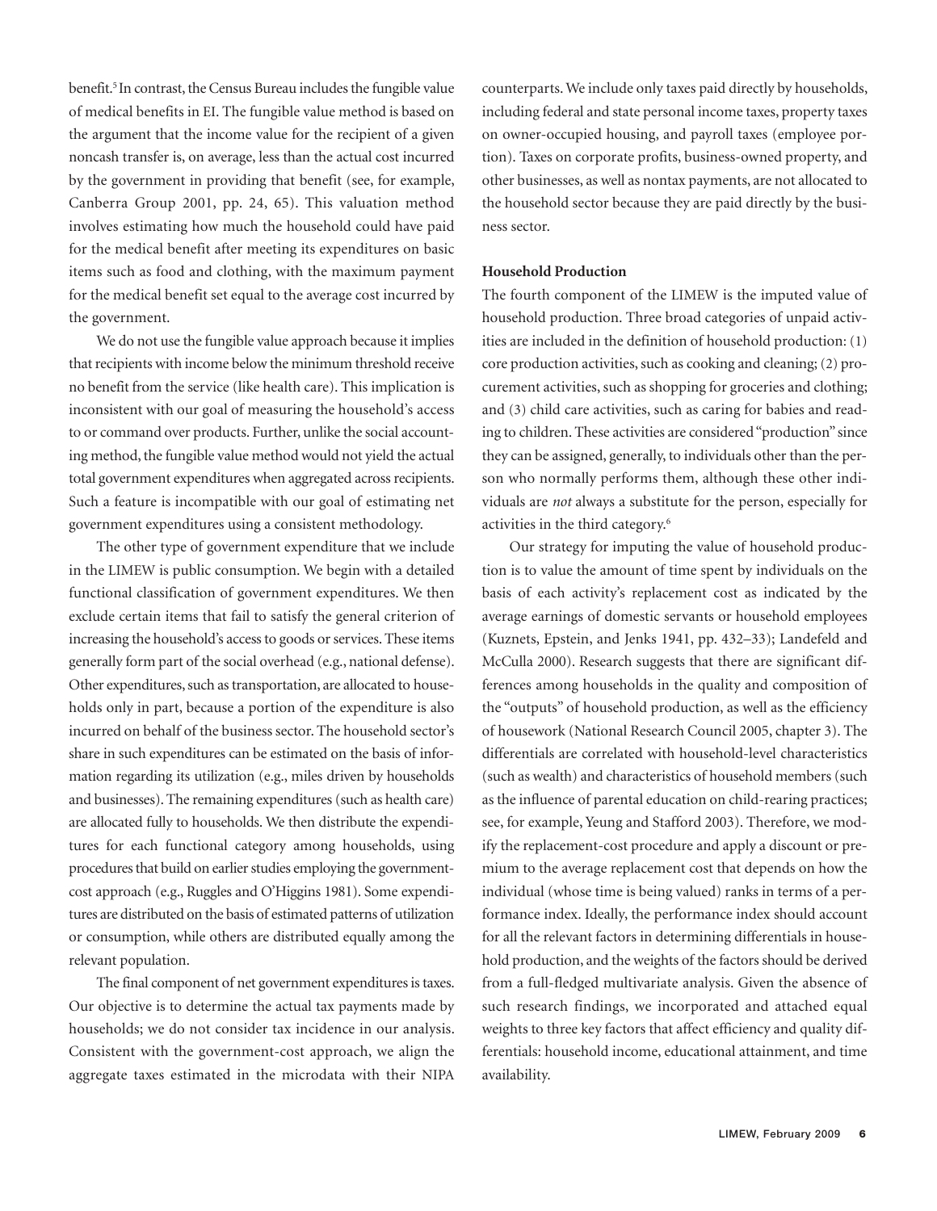benefit.[5] In contrast, the Census Bureau includes the fungible value of medical benefits in EI. The fungible value method is based on the argument that the income value for the recipient of a given noncash transfer is, on average, less than the actual cost incurred by the government in providing that benefit (see, for example, Canberra Group 2001, pp. 24, 65). This valuation method involves estimating how much the household could have paid for the medical benefit after meeting its expenditures on basic items such as food and clothing, with the maximum payment for the medical benefit set equal to the average cost incurred by the government.

We do not use the fungible value approach because it implies that recipients with income below the minimum threshold receive no benefit from the service (like health care). This implication is inconsistent with our goal of measuring the household's access to or command over products. Further, unlike the social accounting method, the fungible value method would not yield the actual total government expenditures when aggregated across recipients. Such a feature is incompatible with our goal of estimating net government expenditures using a consistent methodology.

The other type of government expenditure that we include in the LIMEW is public consumption. We begin with a detailed functional classification of government expenditures. We then exclude certain items that fail to satisfy the general criterion of increasing the household's access to goods or services. These items generally form part of the social overhead (e.g., national defense). Other expenditures, such as transportation, are allocated to households only in part, because a portion of the expenditure is also incurred on behalf of the business sector. The household sector's share in such expenditures can be estimated on the basis of information regarding its utilization (e.g., miles driven by households and businesses). The remaining expenditures (such as health care) are allocated fully to households. We then distribute the expenditures for each functional category among households, using procedures that build on earlier studies employing the government-cost approach (e.g., Ruggles and O'Higgins 1981). Some expenditures are distributed on the basis of estimated patterns of utilization or consumption, while others are distributed equally among the relevant population.

The final component of net government expenditures is taxes. Our objective is to determine the actual tax payments made by households; we do not consider tax incidence in our analysis. Consistent with the government-cost approach, we align the aggregate taxes estimated in the microdata with their NIPA counterparts. We include only taxes paid directly by households, including federal and state personal income taxes, property taxes on owner-occupied housing, and payroll taxes (employee portion). Taxes on corporate profits, business-owned property, and other businesses, as well as nontax payments, are not allocated to the household sector because they are paid directly by the business sector.

**Household Production**

The fourth component of the LIMEW is the imputed value of household production. Three broad categories of unpaid activities are included in the definition of household production: (1) core production activities, such as cooking and cleaning; (2) procurement activities, such as shopping for groceries and clothing; and (3) child care activities, such as caring for babies and reading to children. These activities are considered "production" since they can be assigned, generally, to individuals other than the person who normally performs them, although these other individuals are *not* always a substitute for the person, especially for activities in the third category.[6]

Our strategy for imputing the value of household production is to value the amount of time spent by individuals on the basis of each activity's replacement cost as indicated by the average earnings of domestic servants or household employees (Kuznets, Epstein, and Jenks 1941, pp. 432–33); Landefeld and McCulla 2000). Research suggests that there are significant differences among households in the quality and composition of the "outputs" of household production, as well as the efficiency of housework (National Research Council 2005, chapter 3). The differentials are correlated with household-level characteristics (such as wealth) and characteristics of household members (such as the influence of parental education on child-rearing practices; see, for example, Yeung and Stafford 2003). Therefore, we modify the replacement-cost procedure and apply a discount or premium to the average replacement cost that depends on how the individual (whose time is being valued) ranks in terms of a performance index. Ideally, the performance index should account for all the relevant factors in determining differentials in household production, and the weights of the factors should be derived from a full-fledged multivariate analysis. Given the absence of such research findings, we incorporated and attached equal weights to three key factors that affect efficiency and quality differentials: household income, educational attainment, and time availability.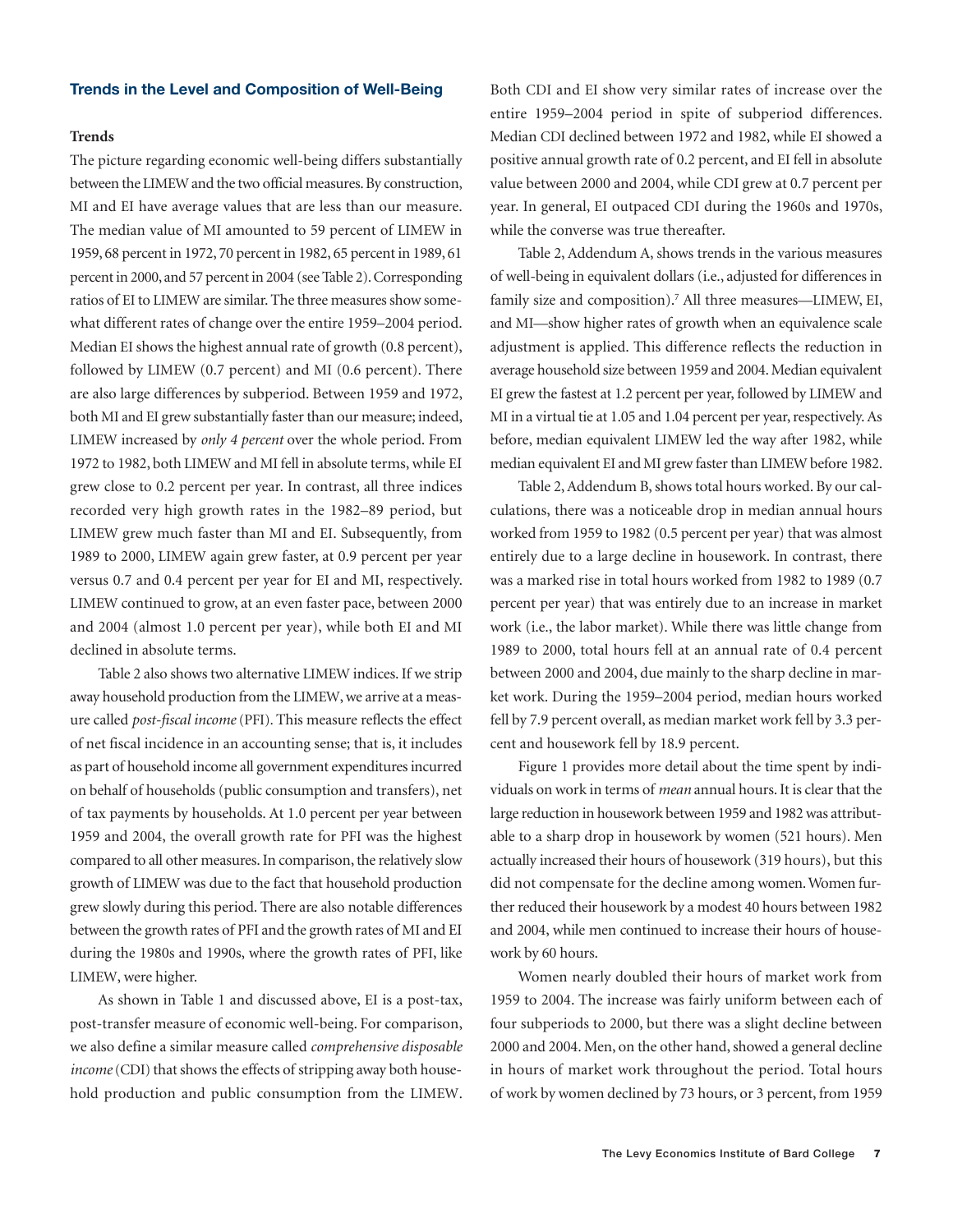## Trends in the Level and Composition of Well-Being

### Trends

The picture regarding economic well-being differs substantially between the LIMEW and the two official measures. By construction, MI and EI have average values that are less than our measure. The median value of MI amounted to 59 percent of LIMEW in 1959, 68 percent in 1972, 70 percent in 1982, 65 percent in 1989, 61 percent in 2000, and 57 percent in 2004 (see Table 2). Corresponding ratios of EI to LIMEW are similar. The three measures show somewhat different rates of change over the entire 1959–2004 period. Median EI shows the highest annual rate of growth (0.8 percent), followed by LIMEW (0.7 percent) and MI (0.6 percent). There are also large differences by subperiod. Between 1959 and 1972, both MI and EI grew substantially faster than our measure; indeed, LIMEW increased by *only 4 percent* over the whole period. From 1972 to 1982, both LIMEW and MI fell in absolute terms, while EI grew close to 0.2 percent per year. In contrast, all three indices recorded very high growth rates in the 1982–89 period, but LIMEW grew much faster than MI and EI. Subsequently, from 1989 to 2000, LIMEW again grew faster, at 0.9 percent per year versus 0.7 and 0.4 percent per year for EI and MI, respectively. LIMEW continued to grow, at an even faster pace, between 2000 and 2004 (almost 1.0 percent per year), while both EI and MI declined in absolute terms.

Table 2 also shows two alternative LIMEW indices. If we strip away household production from the LIMEW, we arrive at a measure called *post-fiscal income* (PFI). This measure reflects the effect of net fiscal incidence in an accounting sense; that is, it includes as part of household income all government expenditures incurred on behalf of households (public consumption and transfers), net of tax payments by households. At 1.0 percent per year between 1959 and 2004, the overall growth rate for PFI was the highest compared to all other measures. In comparison, the relatively slow growth of LIMEW was due to the fact that household production grew slowly during this period. There are also notable differences between the growth rates of PFI and the growth rates of MI and EI during the 1980s and 1990s, where the growth rates of PFI, like LIMEW, were higher.

As shown in Table 1 and discussed above, EI is a post-tax, post-transfer measure of economic well-being. For comparison, we also define a similar measure called *comprehensive disposable income* (CDI) that shows the effects of stripping away both household production and public consumption from the LIMEW. Both CDI and EI show very similar rates of increase over the entire 1959–2004 period in spite of subperiod differences. Median CDI declined between 1972 and 1982, while EI showed a positive annual growth rate of 0.2 percent, and EI fell in absolute value between 2000 and 2004, while CDI grew at 0.7 percent per year. In general, EI outpaced CDI during the 1960s and 1970s, while the converse was true thereafter.

Table 2, Addendum A, shows trends in the various measures of well-being in equivalent dollars (i.e., adjusted for differences in family size and composition).[7] All three measures—LIMEW, EI, and MI—show higher rates of growth when an equivalence scale adjustment is applied. This difference reflects the reduction in average household size between 1959 and 2004. Median equivalent EI grew the fastest at 1.2 percent per year, followed by LIMEW and MI in a virtual tie at 1.05 and 1.04 percent per year, respectively. As before, median equivalent LIMEW led the way after 1982, while median equivalent EI and MI grew faster than LIMEW before 1982.

Table 2, Addendum B, shows total hours worked. By our calculations, there was a noticeable drop in median annual hours worked from 1959 to 1982 (0.5 percent per year) that was almost entirely due to a large decline in housework. In contrast, there was a marked rise in total hours worked from 1982 to 1989 (0.7 percent per year) that was entirely due to an increase in market work (i.e., the labor market). While there was little change from 1989 to 2000, total hours fell at an annual rate of 0.4 percent between 2000 and 2004, due mainly to the sharp decline in market work. During the 1959–2004 period, median hours worked fell by 7.9 percent overall, as median market work fell by 3.3 percent and housework fell by 18.9 percent.

Figure 1 provides more detail about the time spent by individuals on work in terms of *mean* annual hours. It is clear that the large reduction in housework between 1959 and 1982 was attributable to a sharp drop in housework by women (521 hours). Men actually increased their hours of housework (319 hours), but this did not compensate for the decline among women. Women further reduced their housework by a modest 40 hours between 1982 and 2004, while men continued to increase their hours of housework by 60 hours.

Women nearly doubled their hours of market work from 1959 to 2004. The increase was fairly uniform between each of four subperiods to 2000, but there was a slight decline between 2000 and 2004. Men, on the other hand, showed a general decline in hours of market work throughout the period. Total hours of work by women declined by 73 hours, or 3 percent, from 1959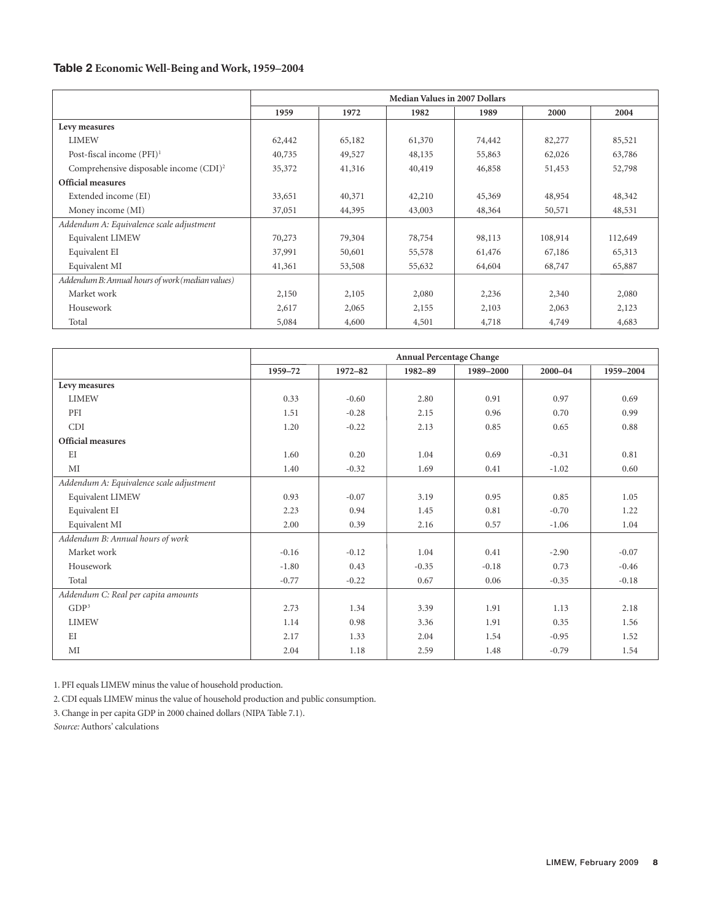**Table 2** **Economic Well-Being and Work, 1959–2004**

| | Median Values in 2007 Dollars | | | | | |
|---|---|---|---|---|---|---|
| | 1959 | 1972 | 1982 | 1989 | 2000 | 2004 |
| **Levy measures** | | | | | | |
| LIMEW | 62,442 | 65,182 | 61,370 | 74,442 | 82,277 | 85,521 |
| Post-fiscal income (PFI)[1] | 40,735 | 49,527 | 48,135 | 55,863 | 62,026 | 63,786 |
| Comprehensive disposable income (CDI)[2] | 35,372 | 41,316 | 40,419 | 46,858 | 51,453 | 52,798 |
| **Official measures** | | | | | | |
| Extended income (EI) | 33,651 | 40,371 | 42,210 | 45,369 | 48,954 | 48,342 |
| Money income (MI) | 37,051 | 44,395 | 43,003 | 48,364 | 50,571 | 48,531 |
| *Addendum A: Equivalence scale adjustment* | | | | | | |
| Equivalent LIMEW | 70,273 | 79,304 | 78,754 | 98,113 | 108,914 | 112,649 |
| Equivalent EI | 37,991 | 50,601 | 55,578 | 61,476 | 67,186 | 65,313 |
| Equivalent MI | 41,361 | 53,508 | 55,632 | 64,604 | 68,747 | 65,887 |
| *Addendum B: Annual hours of work (median values)* | | | | | | |
| Market work | 2,150 | 2,105 | 2,080 | 2,236 | 2,340 | 2,080 |
| Housework | 2,617 | 2,065 | 2,155 | 2,103 | 2,063 | 2,123 |
| Total | 5,084 | 4,600 | 4,501 | 4,718 | 4,749 | 4,683 |

| | Annual Percentage Change | | | | | |
|---|---|---|---|---|---|---|
| | 1959–72 | 1972–82 | 1982–89 | 1989–2000 | 2000–04 | 1959–2004 |
| **Levy measures** | | | | | | |
| LIMEW | 0.33 | -0.60 | 2.80 | 0.91 | 0.97 | 0.69 |
| PFI | 1.51 | -0.28 | 2.15 | 0.96 | 0.70 | 0.99 |
| CDI | 1.20 | -0.22 | 2.13 | 0.85 | 0.65 | 0.88 |
| **Official measures** | | | | | | |
| EI | 1.60 | 0.20 | 1.04 | 0.69 | -0.31 | 0.81 |
| MI | 1.40 | -0.32 | 1.69 | 0.41 | -1.02 | 0.60 |
| *Addendum A: Equivalence scale adjustment* | | | | | | |
| Equivalent LIMEW | 0.93 | -0.07 | 3.19 | 0.95 | 0.85 | 1.05 |
| Equivalent EI | 2.23 | 0.94 | 1.45 | 0.81 | -0.70 | 1.22 |
| Equivalent MI | 2.00 | 0.39 | 2.16 | 0.57 | -1.06 | 1.04 |
| *Addendum B: Annual hours of work* | | | | | | |
| Market work | -0.16 | -0.12 | 1.04 | 0.41 | -2.90 | -0.07 |
| Housework | -1.80 | 0.43 | -0.35 | -0.18 | 0.73 | -0.46 |
| Total | -0.77 | -0.22 | 0.67 | 0.06 | -0.35 | -0.18 |
| *Addendum C: Real per capita amounts* | | | | | | |
| GDP[3] | 2.73 | 1.34 | 3.39 | 1.91 | 1.13 | 2.18 |
| LIMEW | 1.14 | 0.98 | 3.36 | 1.91 | 0.35 | 1.56 |
| EI | 2.17 | 1.33 | 2.04 | 1.54 | -0.95 | 1.52 |
| MI | 2.04 | 1.18 | 2.59 | 1.48 | -0.79 | 1.54 |

1. PFI equals LIMEW minus the value of household production.

2. CDI equals LIMEW minus the value of household production and public consumption.

3. Change in per capita GDP in 2000 chained dollars (NIPA Table 7.1).

*Source:* Authors' calculations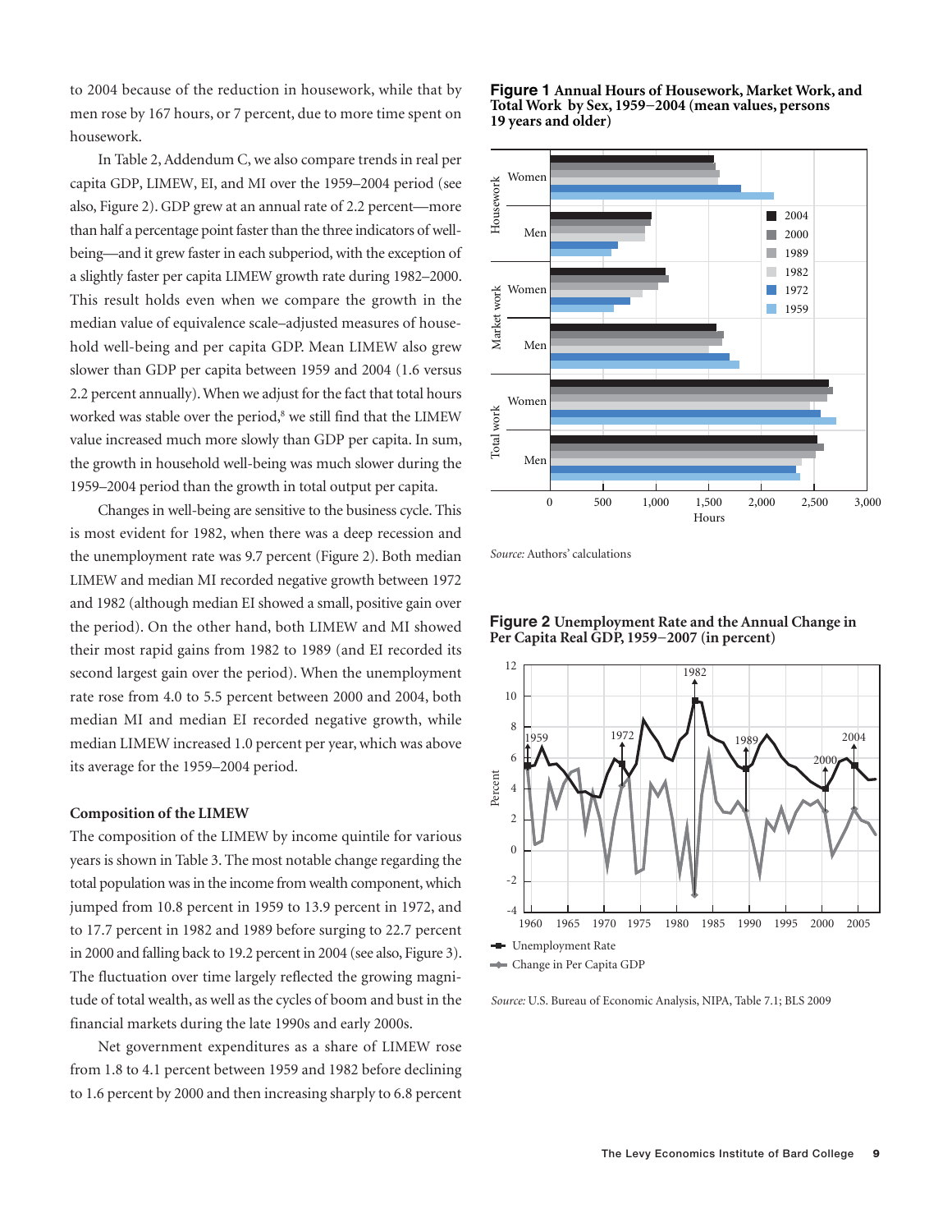to 2004 because of the reduction in housework, while that by men rose by 167 hours, or 7 percent, due to more time spent on housework.

In Table 2, Addendum C, we also compare trends in real per capita GDP, LIMEW, EI, and MI over the 1959–2004 period (see also, Figure 2). GDP grew at an annual rate of 2.2 percent—more than half a percentage point faster than the three indicators of well-being—and it grew faster in each subperiod, with the exception of a slightly faster per capita LIMEW growth rate during 1982–2000. This result holds even when we compare the growth in the median value of equivalence scale–adjusted measures of household well-being and per capita GDP. Mean LIMEW also grew slower than GDP per capita between 1959 and 2004 (1.6 versus 2.2 percent annually). When we adjust for the fact that total hours worked was stable over the period,[8] we still find that the LIMEW value increased much more slowly than GDP per capita. In sum, the growth in household well-being was much slower during the 1959–2004 period than the growth in total output per capita.

Changes in well-being are sensitive to the business cycle. This is most evident for 1982, when there was a deep recession and the unemployment rate was 9.7 percent (Figure 2). Both median LIMEW and median MI recorded negative growth between 1972 and 1982 (although median EI showed a small, positive gain over the period). On the other hand, both LIMEW and MI showed their most rapid gains from 1982 to 1989 (and EI recorded its second largest gain over the period). When the unemployment rate rose from 4.0 to 5.5 percent between 2000 and 2004, both median MI and median EI recorded negative growth, while median LIMEW increased 1.0 percent per year, which was above its average for the 1959–2004 period.

### Composition of the LIMEW

The composition of the LIMEW by income quintile for various years is shown in Table 3. The most notable change regarding the total population was in the income from wealth component, which jumped from 10.8 percent in 1959 to 13.9 percent in 1972, and to 17.7 percent in 1982 and 1989 before surging to 22.7 percent in 2000 and falling back to 19.2 percent in 2004 (see also, Figure 3). The fluctuation over time largely reflected the growing magnitude of total wealth, as well as the cycles of boom and bust in the financial markets during the late 1990s and early 2000s.

Net government expenditures as a share of LIMEW rose from 1.8 to 4.1 percent between 1959 and 1982 before declining to 1.6 percent by 2000 and then increasing sharply to 6.8 percent

**Figure 1** **Annual Hours of Housework, Market Work, and Total Work by Sex, 1959–2004 (mean values, persons 19 years and older)**

*Source:* Authors' calculations

**Figure 2** **Unemployment Rate and the Annual Change in Per Capita Real GDP, 1959–2007 (in percent)**

*Source:* U.S. Bureau of Economic Analysis, NIPA, Table 7.1; BLS 2009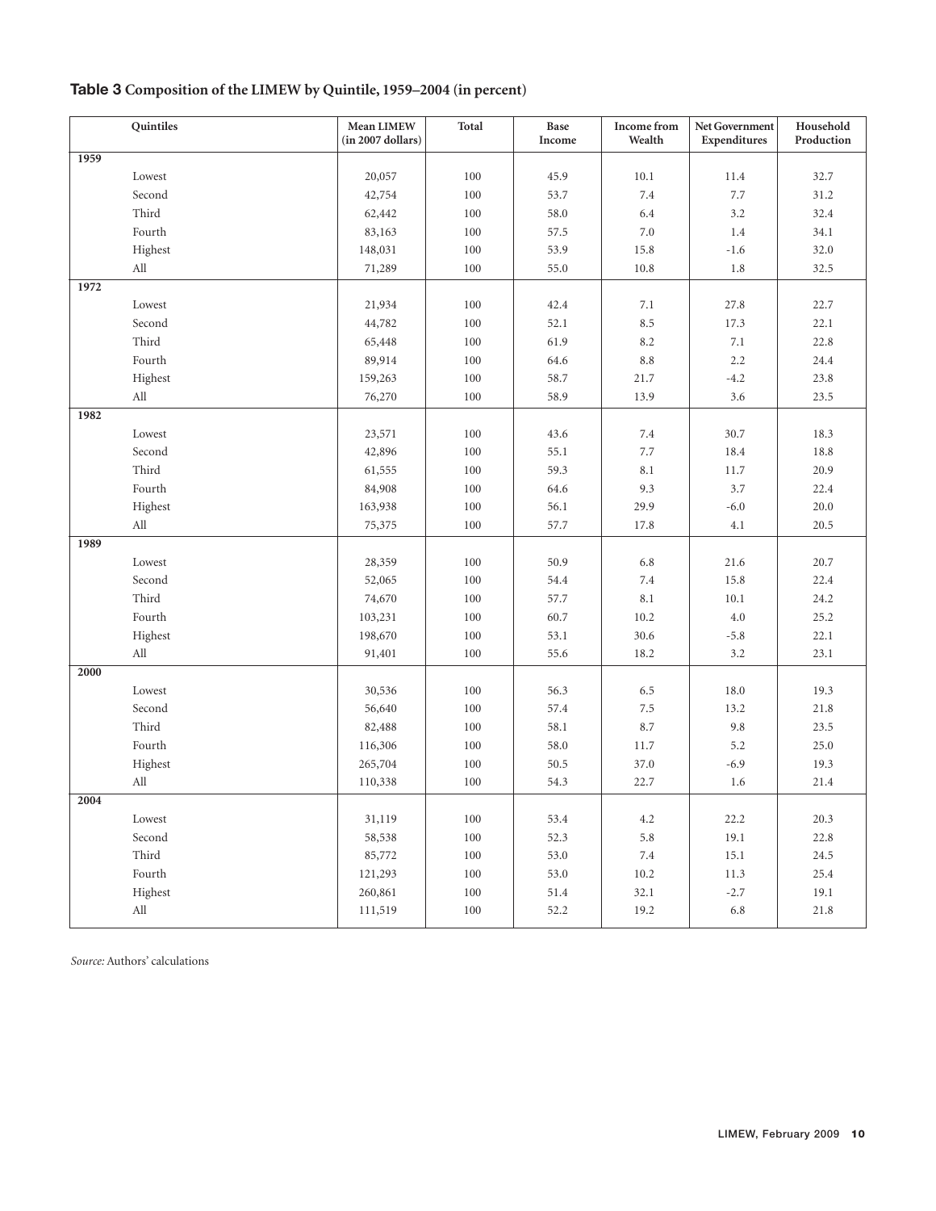**Table 3 Composition of the LIMEW by Quintile, 1959–2004 (in percent)**

| Quintiles | Mean LIMEW (in 2007 dollars) | Total | Base Income | Income from Wealth | Net Government Expenditures | Household Production |
|---|---|---|---|---|---|---|
| **1959** | | | | | | |
| Lowest | 20,057 | 100 | 45.9 | 10.1 | 11.4 | 32.7 |
| Second | 42,754 | 100 | 53.7 | 7.4 | 7.7 | 31.2 |
| Third | 62,442 | 100 | 58.0 | 6.4 | 3.2 | 32.4 |
| Fourth | 83,163 | 100 | 57.5 | 7.0 | 1.4 | 34.1 |
| Highest | 148,031 | 100 | 53.9 | 15.8 | -1.6 | 32.0 |
| All | 71,289 | 100 | 55.0 | 10.8 | 1.8 | 32.5 |
| **1972** | | | | | | |
| Lowest | 21,934 | 100 | 42.4 | 7.1 | 27.8 | 22.7 |
| Second | 44,782 | 100 | 52.1 | 8.5 | 17.3 | 22.1 |
| Third | 65,448 | 100 | 61.9 | 8.2 | 7.1 | 22.8 |
| Fourth | 89,914 | 100 | 64.6 | 8.8 | 2.2 | 24.4 |
| Highest | 159,263 | 100 | 58.7 | 21.7 | -4.2 | 23.8 |
| All | 76,270 | 100 | 58.9 | 13.9 | 3.6 | 23.5 |
| **1982** | | | | | | |
| Lowest | 23,571 | 100 | 43.6 | 7.4 | 30.7 | 18.3 |
| Second | 42,896 | 100 | 55.1 | 7.7 | 18.4 | 18.8 |
| Third | 61,555 | 100 | 59.3 | 8.1 | 11.7 | 20.9 |
| Fourth | 84,908 | 100 | 64.6 | 9.3 | 3.7 | 22.4 |
| Highest | 163,938 | 100 | 56.1 | 29.9 | -6.0 | 20.0 |
| All | 75,375 | 100 | 57.7 | 17.8 | 4.1 | 20.5 |
| **1989** | | | | | | |
| Lowest | 28,359 | 100 | 50.9 | 6.8 | 21.6 | 20.7 |
| Second | 52,065 | 100 | 54.4 | 7.4 | 15.8 | 22.4 |
| Third | 74,670 | 100 | 57.7 | 8.1 | 10.1 | 24.2 |
| Fourth | 103,231 | 100 | 60.7 | 10.2 | 4.0 | 25.2 |
| Highest | 198,670 | 100 | 53.1 | 30.6 | -5.8 | 22.1 |
| All | 91,401 | 100 | 55.6 | 18.2 | 3.2 | 23.1 |
| **2000** | | | | | | |
| Lowest | 30,536 | 100 | 56.3 | 6.5 | 18.0 | 19.3 |
| Second | 56,640 | 100 | 57.4 | 7.5 | 13.2 | 21.8 |
| Third | 82,488 | 100 | 58.1 | 8.7 | 9.8 | 23.5 |
| Fourth | 116,306 | 100 | 58.0 | 11.7 | 5.2 | 25.0 |
| Highest | 265,704 | 100 | 50.5 | 37.0 | -6.9 | 19.3 |
| All | 110,338 | 100 | 54.3 | 22.7 | 1.6 | 21.4 |
| **2004** | | | | | | |
| Lowest | 31,119 | 100 | 53.4 | 4.2 | 22.2 | 20.3 |
| Second | 58,538 | 100 | 52.3 | 5.8 | 19.1 | 22.8 |
| Third | 85,772 | 100 | 53.0 | 7.4 | 15.1 | 24.5 |
| Fourth | 121,293 | 100 | 53.0 | 10.2 | 11.3 | 25.4 |
| Highest | 260,861 | 100 | 51.4 | 32.1 | -2.7 | 19.1 |
| All | 111,519 | 100 | 52.2 | 19.2 | 6.8 | 21.8 |

*Source:* Authors' calculations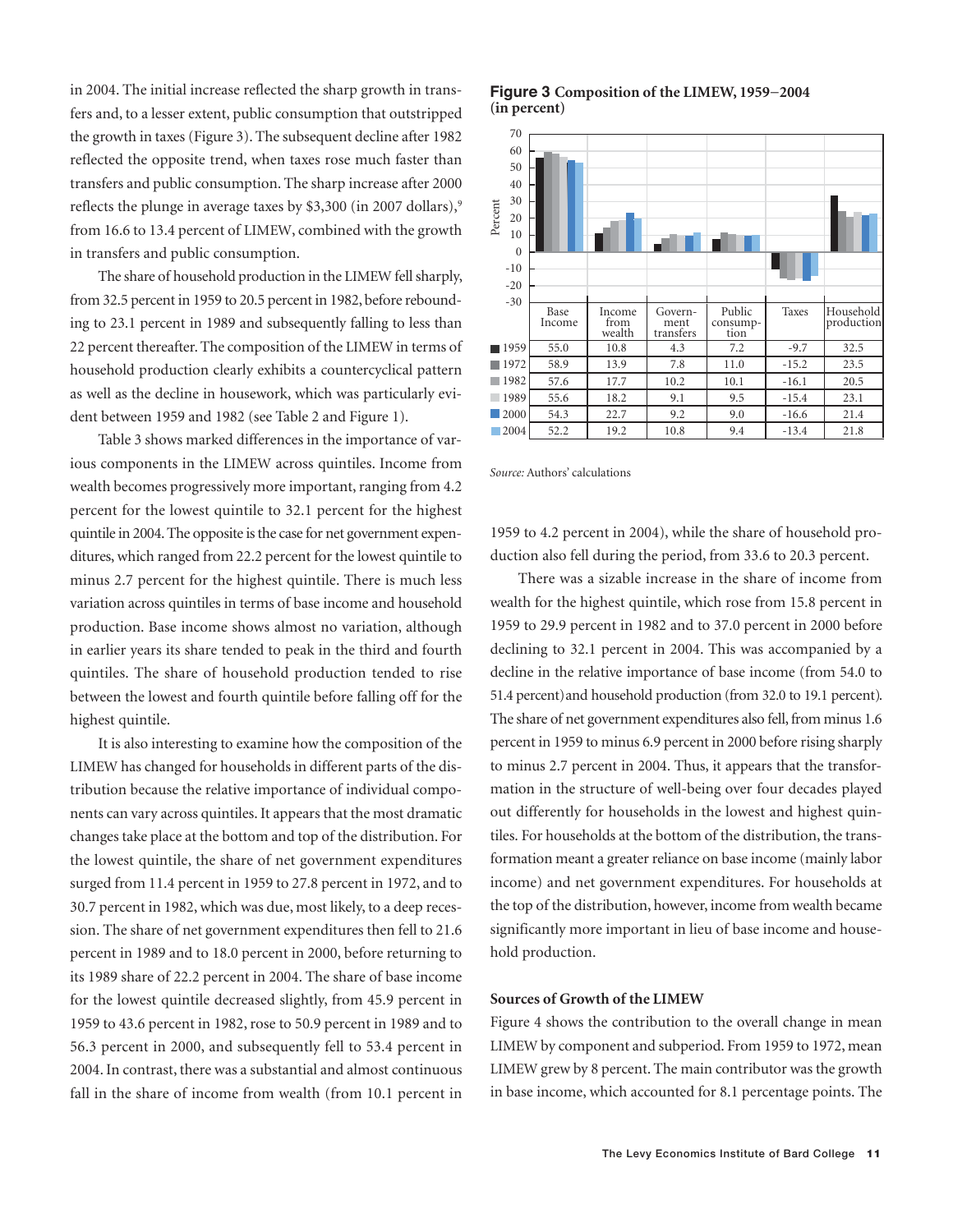in 2004. The initial increase reflected the sharp growth in transfers and, to a lesser extent, public consumption that outstripped the growth in taxes (Figure 3). The subsequent decline after 1982 reflected the opposite trend, when taxes rose much faster than transfers and public consumption. The sharp increase after 2000 reflects the plunge in average taxes by $3,300 (in 2007 dollars),[9] from 16.6 to 13.4 percent of LIMEW, combined with the growth in transfers and public consumption.

The share of household production in the LIMEW fell sharply, from 32.5 percent in 1959 to 20.5 percent in 1982, before rebounding to 23.1 percent in 1989 and subsequently falling to less than 22 percent thereafter. The composition of the LIMEW in terms of household production clearly exhibits a countercyclical pattern as well as the decline in housework, which was particularly evident between 1959 and 1982 (see Table 2 and Figure 1).

Table 3 shows marked differences in the importance of various components in the LIMEW across quintiles. Income from wealth becomes progressively more important, ranging from 4.2 percent for the lowest quintile to 32.1 percent for the highest quintile in 2004. The opposite is the case for net government expenditures, which ranged from 22.2 percent for the lowest quintile to minus 2.7 percent for the highest quintile. There is much less variation across quintiles in terms of base income and household production. Base income shows almost no variation, although in earlier years its share tended to peak in the third and fourth quintiles. The share of household production tended to rise between the lowest and fourth quintile before falling off for the highest quintile.

It is also interesting to examine how the composition of the LIMEW has changed for households in different parts of the distribution because the relative importance of individual components can vary across quintiles. It appears that the most dramatic changes take place at the bottom and top of the distribution. For the lowest quintile, the share of net government expenditures surged from 11.4 percent in 1959 to 27.8 percent in 1972, and to 30.7 percent in 1982, which was due, most likely, to a deep recession. The share of net government expenditures then fell to 21.6 percent in 1989 and to 18.0 percent in 2000, before returning to its 1989 share of 22.2 percent in 2004. The share of base income for the lowest quintile decreased slightly, from 45.9 percent in 1959 to 43.6 percent in 1982, rose to 50.9 percent in 1989 and to 56.3 percent in 2000, and subsequently fell to 53.4 percent in 2004. In contrast, there was a substantial and almost continuous fall in the share of income from wealth (from 10.1 percent in 1959 to 4.2 percent in 2004), while the share of household production also fell during the period, from 33.6 to 20.3 percent.

**Figure 3 Composition of the LIMEW, 1959–2004 (in percent)**

| | Base Income | Income from wealth | Government transfers | Public consumption | Taxes | Household production |
|---|---|---|---|---|---|---|
| 1959 | 55.0 | 10.8 | 4.3 | 7.2 | -9.7 | 32.5 |
| 1972 | 58.9 | 13.9 | 7.8 | 11.0 | -15.2 | 23.5 |
| 1982 | 57.6 | 17.7 | 10.2 | 10.1 | -16.1 | 20.5 |
| 1989 | 55.6 | 18.2 | 9.1 | 9.5 | -15.4 | 23.1 |
| 2000 | 54.3 | 22.7 | 9.2 | 9.0 | -16.6 | 21.4 |
| 2004 | 52.2 | 19.2 | 10.8 | 9.4 | -13.4 | 21.8 |

*Source:* Authors' calculations

There was a sizable increase in the share of income from wealth for the highest quintile, which rose from 15.8 percent in 1959 to 29.9 percent in 1982 and to 37.0 percent in 2000 before declining to 32.1 percent in 2004. This was accompanied by a decline in the relative importance of base income (from 54.0 to 51.4 percent) and household production (from 32.0 to 19.1 percent). The share of net government expenditures also fell, from minus 1.6 percent in 1959 to minus 6.9 percent in 2000 before rising sharply to minus 2.7 percent in 2004. Thus, it appears that the transformation in the structure of well-being over four decades played out differently for households in the lowest and highest quintiles. For households at the bottom of the distribution, the transformation meant a greater reliance on base income (mainly labor income) and net government expenditures. For households at the top of the distribution, however, income from wealth became significantly more important in lieu of base income and household production.

### Sources of Growth of the LIMEW

Figure 4 shows the contribution to the overall change in mean LIMEW by component and subperiod. From 1959 to 1972, mean LIMEW grew by 8 percent. The main contributor was the growth in base income, which accounted for 8.1 percentage points. The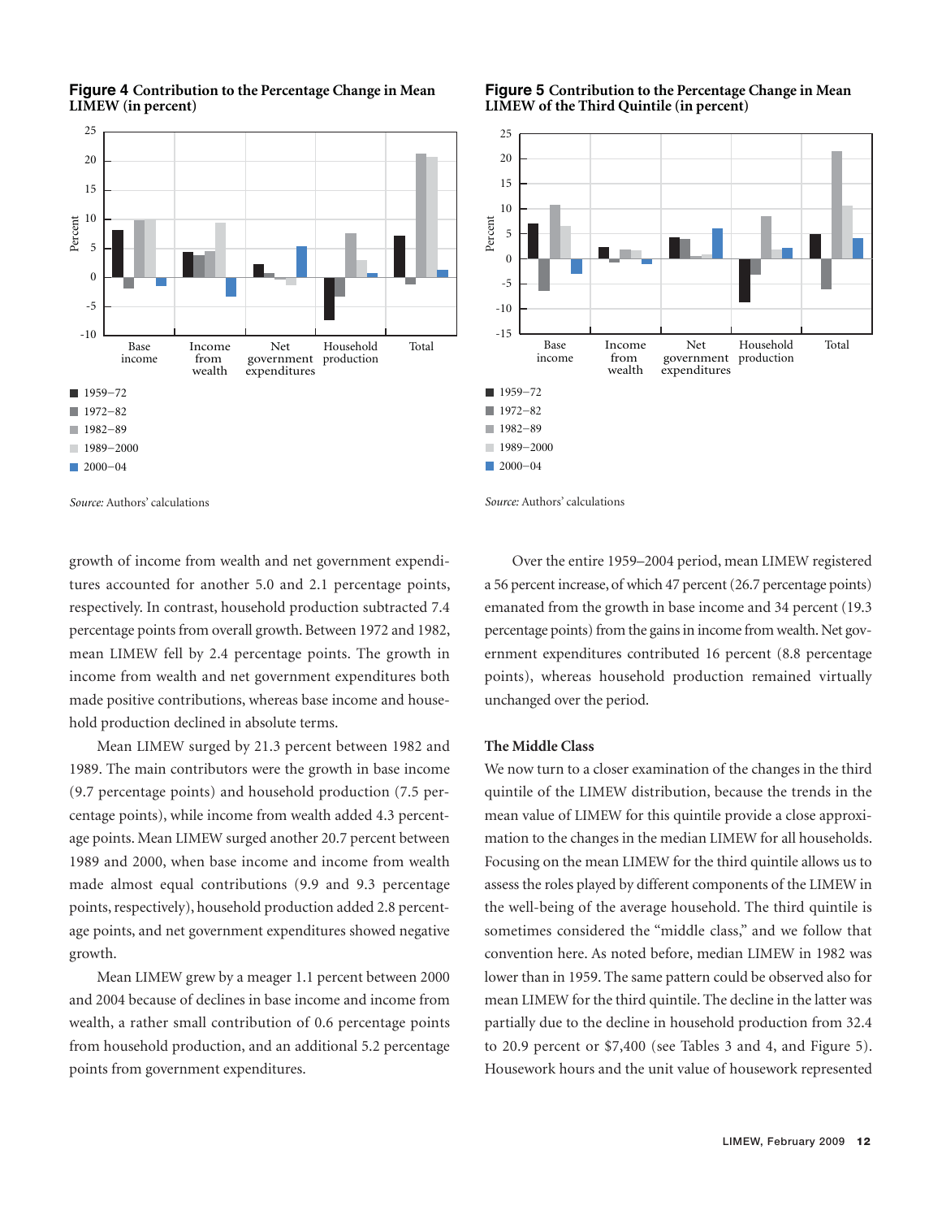**Figure 4** Contribution to the Percentage Change in Mean LIMEW (in percent)

Source: Authors' calculations

**Figure 5** Contribution to the Percentage Change in Mean LIMEW of the Third Quintile (in percent)

Source: Authors' calculations

growth of income from wealth and net government expenditures accounted for another 5.0 and 2.1 percentage points, respectively. In contrast, household production subtracted 7.4 percentage points from overall growth. Between 1972 and 1982, mean LIMEW fell by 2.4 percentage points. The growth in income from wealth and net government expenditures both made positive contributions, whereas base income and household production declined in absolute terms.

Mean LIMEW surged by 21.3 percent between 1982 and 1989. The main contributors were the growth in base income (9.7 percentage points) and household production (7.5 percentage points), while income from wealth added 4.3 percentage points. Mean LIMEW surged another 20.7 percent between 1989 and 2000, when base income and income from wealth made almost equal contributions (9.9 and 9.3 percentage points, respectively), household production added 2.8 percentage points, and net government expenditures showed negative growth.

Mean LIMEW grew by a meager 1.1 percent between 2000 and 2004 because of declines in base income and income from wealth, a rather small contribution of 0.6 percentage points from household production, and an additional 5.2 percentage points from government expenditures.

Over the entire 1959–2004 period, mean LIMEW registered a 56 percent increase, of which 47 percent (26.7 percentage points) emanated from the growth in base income and 34 percent (19.3 percentage points) from the gains in income from wealth. Net government expenditures contributed 16 percent (8.8 percentage points), whereas household production remained virtually unchanged over the period.

### The Middle Class

We now turn to a closer examination of the changes in the third quintile of the LIMEW distribution, because the trends in the mean value of LIMEW for this quintile provide a close approximation to the changes in the median LIMEW for all households. Focusing on the mean LIMEW for the third quintile allows us to assess the roles played by different components of the LIMEW in the well-being of the average household. The third quintile is sometimes considered the "middle class," and we follow that convention here. As noted before, median LIMEW in 1982 was lower than in 1959. The same pattern could be observed also for mean LIMEW for the third quintile. The decline in the latter was partially due to the decline in household production from 32.4 to 20.9 percent or $7,400 (see Tables 3 and 4, and Figure 5). Housework hours and the unit value of housework represented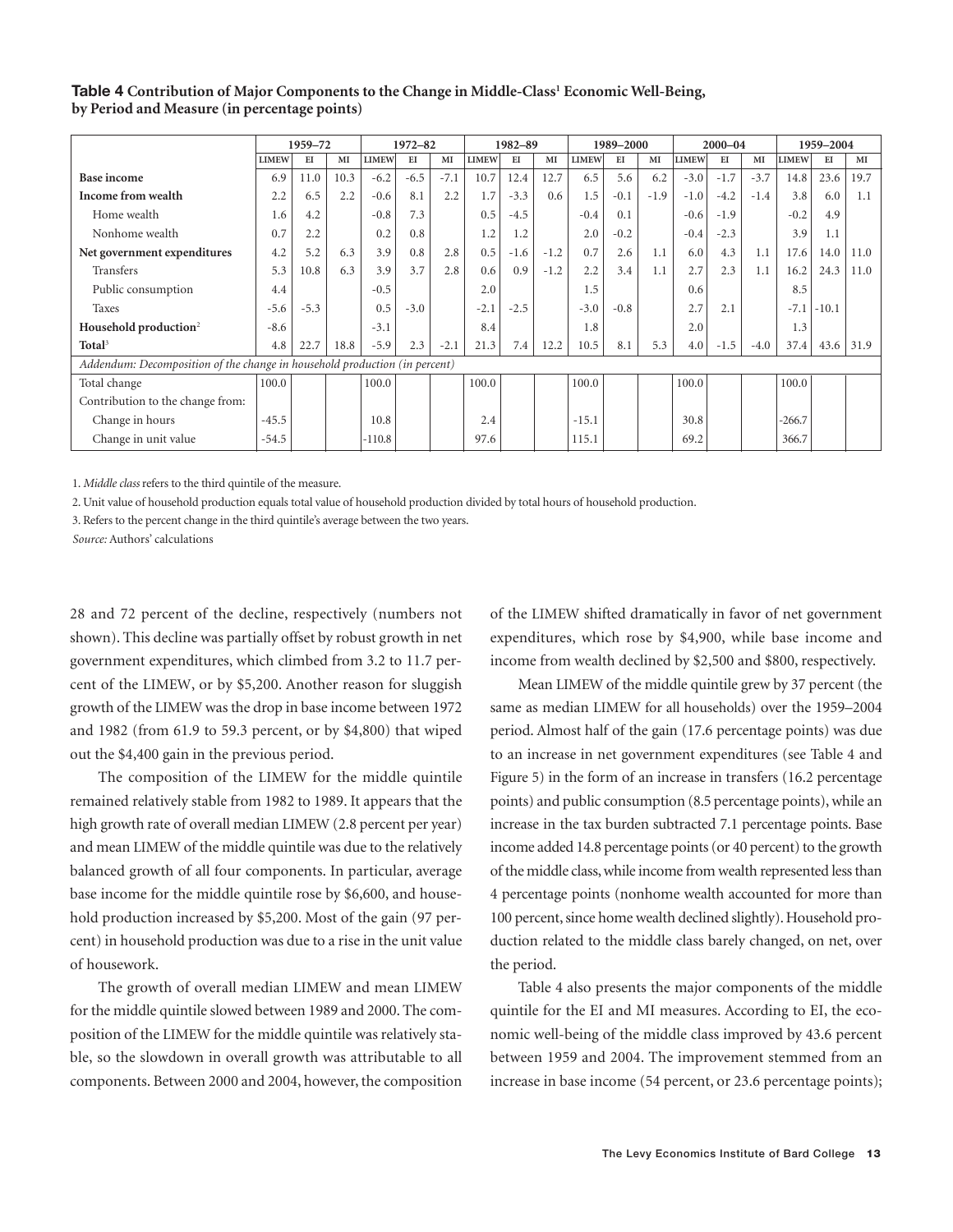**Table 4 Contribution of Major Components to the Change in Middle-Class[1] Economic Well-Being, by Period and Measure (in percentage points)**

| | 1959–72 | | | 1972–82 | | | 1982–89 | | | 1989–2000 | | | 2000–04 | | | 1959–2004 | | |
|---|---|---|---|---|---|---|---|---|---|---|---|---|---|---|---|---|---|---|
| | LIMEW | EI | MI | LIMEW | EI | MI | LIMEW | EI | MI | LIMEW | EI | MI | LIMEW | EI | MI | LIMEW | EI | MI |
| **Base income** | 6.9 | 11.0 | 10.3 | -6.2 | -6.5 | -7.1 | 10.7 | 12.4 | 12.7 | 6.5 | 5.6 | 6.2 | -3.0 | -1.7 | -3.7 | 14.8 | 23.6 | 19.7 |
| **Income from wealth** | 2.2 | 6.5 | 2.2 | -0.6 | 8.1 | 2.2 | 1.7 | -3.3 | 0.6 | 1.5 | -0.1 | -1.9 | -1.0 | -4.2 | -1.4 | 3.8 | 6.0 | 1.1 |
| Home wealth | 1.6 | 4.2 | | -0.8 | 7.3 | | 0.5 | -4.5 | | -0.4 | 0.1 | | -0.6 | -1.9 | | -0.2 | 4.9 | |
| Nonhome wealth | 0.7 | 2.2 | | 0.2 | 0.8 | | 1.2 | 1.2 | | 2.0 | -0.2 | | -0.4 | -2.3 | | 3.9 | 1.1 | |
| **Net government expenditures** | 4.2 | 5.2 | 6.3 | 3.9 | 0.8 | 2.8 | 0.5 | -1.6 | -1.2 | 0.7 | 2.6 | 1.1 | 6.0 | 4.3 | 1.1 | 17.6 | 14.0 | 11.0 |
| Transfers | 5.3 | 10.8 | 6.3 | 3.9 | 3.7 | 2.8 | 0.6 | 0.9 | -1.2 | 2.2 | 3.4 | 1.1 | 2.7 | 2.3 | 1.1 | 16.2 | 24.3 | 11.0 |
| Public consumption | 4.4 | | | -0.5 | | | 2.0 | | | 1.5 | | | 0.6 | | | 8.5 | | |
| Taxes | -5.6 | -5.3 | | 0.5 | -3.0 | | -2.1 | -2.5 | | -3.0 | -0.8 | | 2.7 | 2.1 | | -7.1 | -10.1 | |
| **Household production**[2] | -8.6 | | | -3.1 | | | 8.4 | | | 1.8 | | | 2.0 | | | 1.3 | | |
| **Total**[3] | 4.8 | 22.7 | 18.8 | -5.9 | 2.3 | -2.1 | 21.3 | 7.4 | 12.2 | 10.5 | 8.1 | 5.3 | 4.0 | -1.5 | -4.0 | 37.4 | 43.6 | 31.9 |
| *Addendum: Decomposition of the change in household production (in percent)* | | | | | | | | | | | | | | | | | | |
| Total change | 100.0 | | | 100.0 | | | 100.0 | | | 100.0 | | | 100.0 | | | 100.0 | | |
| Contribution to the change from: | | | | | | | | | | | | | | | | | | |
| Change in hours | -45.5 | | | 10.8 | | | 2.4 | | | -15.1 | | | 30.8 | | | -266.7 | | |
| Change in unit value | -54.5 | | | -110.8 | | | 97.6 | | | 115.1 | | | 69.2 | | | 366.7 | | |

1. *Middle class* refers to the third quintile of the measure.

2. Unit value of household production equals total value of household production divided by total hours of household production.

3. Refers to the percent change in the third quintile's average between the two years.

*Source:* Authors' calculations

28 and 72 percent of the decline, respectively (numbers not shown). This decline was partially offset by robust growth in net government expenditures, which climbed from 3.2 to 11.7 percent of the LIMEW, or by $5,200. Another reason for sluggish growth of the LIMEW was the drop in base income between 1972 and 1982 (from 61.9 to 59.3 percent, or by $4,800) that wiped out the $4,400 gain in the previous period.

The composition of the LIMEW for the middle quintile remained relatively stable from 1982 to 1989. It appears that the high growth rate of overall median LIMEW (2.8 percent per year) and mean LIMEW of the middle quintile was due to the relatively balanced growth of all four components. In particular, average base income for the middle quintile rose by $6,600, and household production increased by $5,200. Most of the gain (97 percent) in household production was due to a rise in the unit value of housework.

The growth of overall median LIMEW and mean LIMEW for the middle quintile slowed between 1989 and 2000. The composition of the LIMEW for the middle quintile was relatively stable, so the slowdown in overall growth was attributable to all components. Between 2000 and 2004, however, the composition of the LIMEW shifted dramatically in favor of net government expenditures, which rose by $4,900, while base income and income from wealth declined by $2,500 and $800, respectively.

Mean LIMEW of the middle quintile grew by 37 percent (the same as median LIMEW for all households) over the 1959–2004 period. Almost half of the gain (17.6 percentage points) was due to an increase in net government expenditures (see Table 4 and Figure 5) in the form of an increase in transfers (16.2 percentage points) and public consumption (8.5 percentage points), while an increase in the tax burden subtracted 7.1 percentage points. Base income added 14.8 percentage points (or 40 percent) to the growth of the middle class, while income from wealth represented less than 4 percentage points (nonhome wealth accounted for more than 100 percent, since home wealth declined slightly). Household production related to the middle class barely changed, on net, over the period.

Table 4 also presents the major components of the middle quintile for the EI and MI measures. According to EI, the economic well-being of the middle class improved by 43.6 percent between 1959 and 2004. The improvement stemmed from an increase in base income (54 percent, or 23.6 percentage points);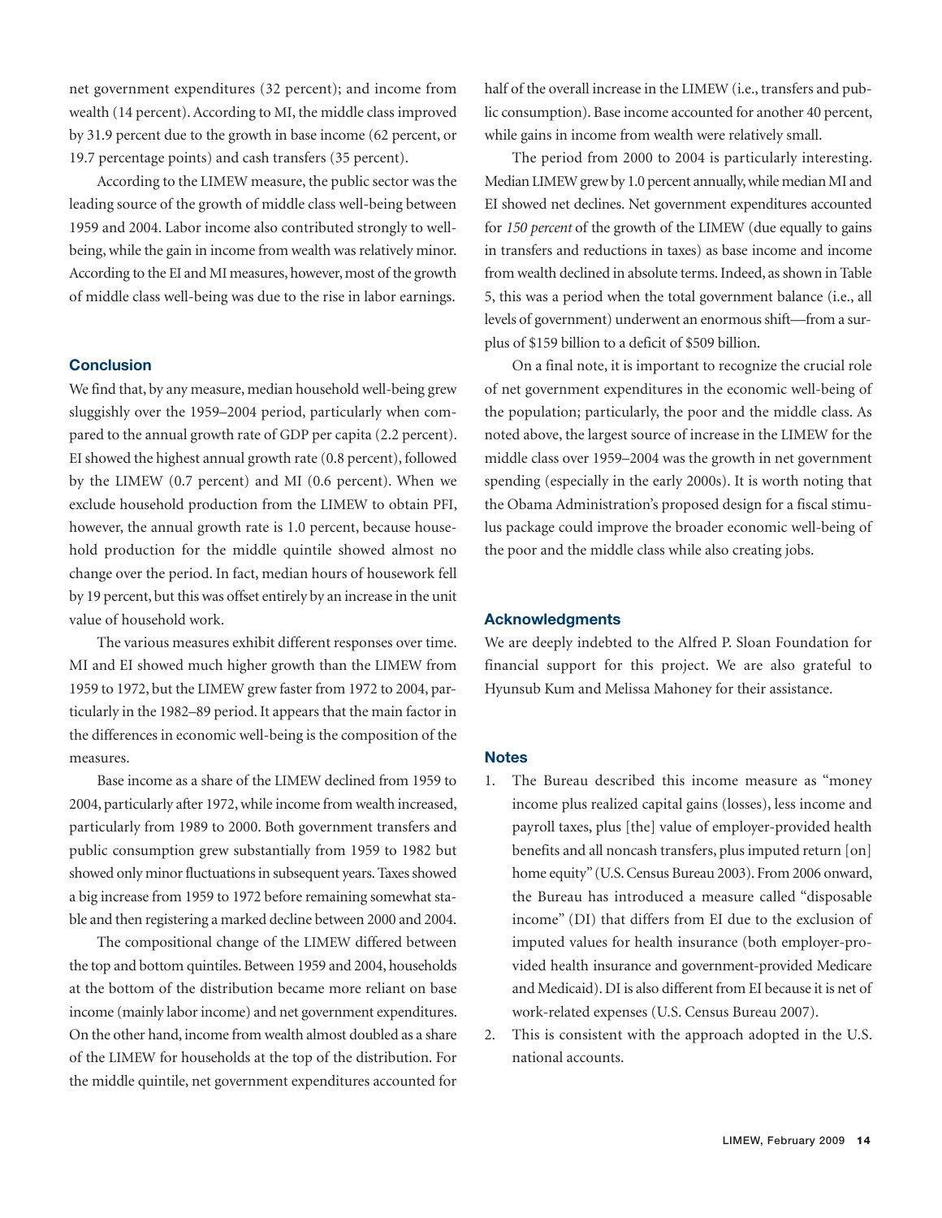net government expenditures (32 percent); and income from wealth (14 percent). According to MI, the middle class improved by 31.9 percent due to the growth in base income (62 percent, or 19.7 percentage points) and cash transfers (35 percent).

According to the LIMEW measure, the public sector was the leading source of the growth of middle class well-being between 1959 and 2004. Labor income also contributed strongly to well-being, while the gain in income from wealth was relatively minor. According to the EI and MI measures, however, most of the growth of middle class well-being was due to the rise in labor earnings.

## Conclusion

We find that, by any measure, median household well-being grew sluggishly over the 1959–2004 period, particularly when compared to the annual growth rate of GDP per capita (2.2 percent). EI showed the highest annual growth rate (0.8 percent), followed by the LIMEW (0.7 percent) and MI (0.6 percent). When we exclude household production from the LIMEW to obtain PFI, however, the annual growth rate is 1.0 percent, because household production for the middle quintile showed almost no change over the period. In fact, median hours of housework fell by 19 percent, but this was offset entirely by an increase in the unit value of household work.

The various measures exhibit different responses over time. MI and EI showed much higher growth than the LIMEW from 1959 to 1972, but the LIMEW grew faster from 1972 to 2004, particularly in the 1982–89 period. It appears that the main factor in the differences in economic well-being is the composition of the measures.

Base income as a share of the LIMEW declined from 1959 to 2004, particularly after 1972, while income from wealth increased, particularly from 1989 to 2000. Both government transfers and public consumption grew substantially from 1959 to 1982 but showed only minor fluctuations in subsequent years. Taxes showed a big increase from 1959 to 1972 before remaining somewhat stable and then registering a marked decline between 2000 and 2004.

The compositional change of the LIMEW differed between the top and bottom quintiles. Between 1959 and 2004, households at the bottom of the distribution became more reliant on base income (mainly labor income) and net government expenditures. On the other hand, income from wealth almost doubled as a share of the LIMEW for households at the top of the distribution. For the middle quintile, net government expenditures accounted for half of the overall increase in the LIMEW (i.e., transfers and public consumption). Base income accounted for another 40 percent, while gains in income from wealth were relatively small.

The period from 2000 to 2004 is particularly interesting. Median LIMEW grew by 1.0 percent annually, while median MI and EI showed net declines. Net government expenditures accounted for *150 percent* of the growth of the LIMEW (due equally to gains in transfers and reductions in taxes) as base income and income from wealth declined in absolute terms. Indeed, as shown in Table 5, this was a period when the total government balance (i.e., all levels of government) underwent an enormous shift—from a surplus of $159 billion to a deficit of $509 billion.

On a final note, it is important to recognize the crucial role of net government expenditures in the economic well-being of the population; particularly, the poor and the middle class. As noted above, the largest source of increase in the LIMEW for the middle class over 1959–2004 was the growth in net government spending (especially in the early 2000s). It is worth noting that the Obama Administration's proposed design for a fiscal stimulus package could improve the broader economic well-being of the poor and the middle class while also creating jobs.

## Acknowledgments

We are deeply indebted to the Alfred P. Sloan Foundation for financial support for this project. We are also grateful to Hyunsub Kum and Melissa Mahoney for their assistance.

## Notes

1. The Bureau described this income measure as "money income plus realized capital gains (losses), less income and payroll taxes, plus [the] value of employer-provided health benefits and all noncash transfers, plus imputed return [on] home equity" (U.S. Census Bureau 2003). From 2006 onward, the Bureau has introduced a measure called "disposable income" (DI) that differs from EI due to the exclusion of imputed values for health insurance (both employer-provided health insurance and government-provided Medicare and Medicaid). DI is also different from EI because it is net of work-related expenses (U.S. Census Bureau 2007).
2. This is consistent with the approach adopted in the U.S. national accounts.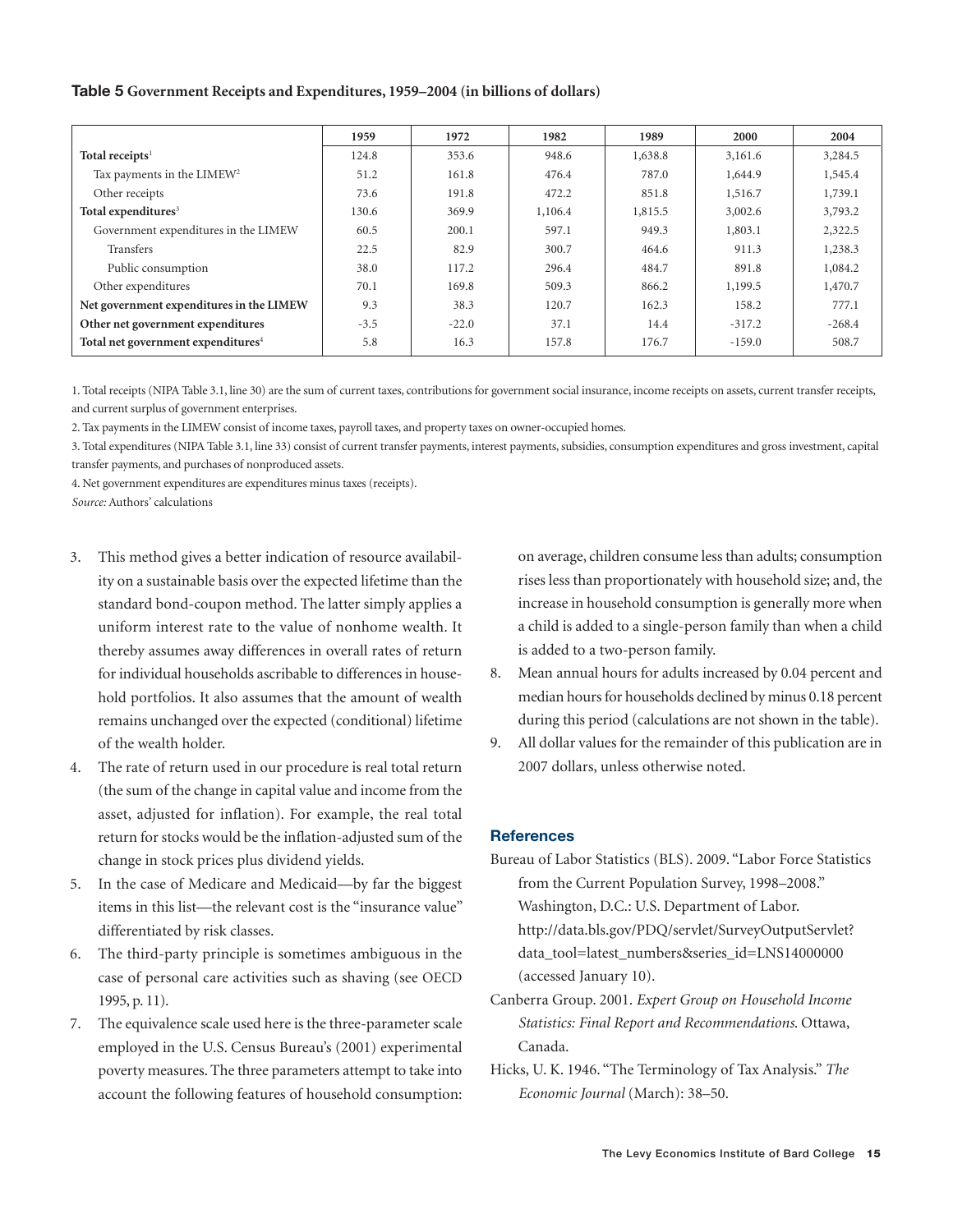**Table 5** **Government Receipts and Expenditures, 1959–2004 (in billions of dollars)**

| | 1959 | 1972 | 1982 | 1989 | 2000 | 2004 |
|---|---|---|---|---|---|---|
| **Total receipts**[1] | 124.8 | 353.6 | 948.6 | 1,638.8 | 3,161.6 | 3,284.5 |
| Tax payments in the LIMEW[2] | 51.2 | 161.8 | 476.4 | 787.0 | 1,644.9 | 1,545.4 |
| Other receipts | 73.6 | 191.8 | 472.2 | 851.8 | 1,516.7 | 1,739.1 |
| **Total expenditures**[3] | 130.6 | 369.9 | 1,106.4 | 1,815.5 | 3,002.6 | 3,793.2 |
| Government expenditures in the LIMEW | 60.5 | 200.1 | 597.1 | 949.3 | 1,803.1 | 2,322.5 |
| Transfers | 22.5 | 82.9 | 300.7 | 464.6 | 911.3 | 1,238.3 |
| Public consumption | 38.0 | 117.2 | 296.4 | 484.7 | 891.8 | 1,084.2 |
| Other expenditures | 70.1 | 169.8 | 509.3 | 866.2 | 1,199.5 | 1,470.7 |
| **Net government expenditures in the LIMEW** | 9.3 | 38.3 | 120.7 | 162.3 | 158.2 | 777.1 |
| **Other net government expenditures** | -3.5 | -22.0 | 37.1 | 14.4 | -317.2 | -268.4 |
| **Total net government expenditures**[4] | 5.8 | 16.3 | 157.8 | 176.7 | -159.0 | 508.7 |

1. Total receipts (NIPA Table 3.1, line 30) are the sum of current taxes, contributions for government social insurance, income receipts on assets, current transfer receipts, and current surplus of government enterprises.

2. Tax payments in the LIMEW consist of income taxes, payroll taxes, and property taxes on owner-occupied homes.

3. Total expenditures (NIPA Table 3.1, line 33) consist of current transfer payments, interest payments, subsidies, consumption expenditures and gross investment, capital transfer payments, and purchases of nonproduced assets.

4. Net government expenditures are expenditures minus taxes (receipts).

*Source:* Authors' calculations

3. This method gives a better indication of resource availability on a sustainable basis over the expected lifetime than the standard bond-coupon method. The latter simply applies a uniform interest rate to the value of nonhome wealth. It thereby assumes away differences in overall rates of return for individual households ascribable to differences in household portfolios. It also assumes that the amount of wealth remains unchanged over the expected (conditional) lifetime of the wealth holder.
4. The rate of return used in our procedure is real total return (the sum of the change in capital value and income from the asset, adjusted for inflation). For example, the real total return for stocks would be the inflation-adjusted sum of the change in stock prices plus dividend yields.
5. In the case of Medicare and Medicaid—by far the biggest items in this list—the relevant cost is the "insurance value" differentiated by risk classes.
6. The third-party principle is sometimes ambiguous in the case of personal care activities such as shaving (see OECD 1995, p. 11).
7. The equivalence scale used here is the three-parameter scale employed in the U.S. Census Bureau's (2001) experimental poverty measures. The three parameters attempt to take into account the following features of household consumption: on average, children consume less than adults; consumption rises less than proportionately with household size; and, the increase in household consumption is generally more when a child is added to a single-person family than when a child is added to a two-person family.
8. Mean annual hours for adults increased by 0.04 percent and median hours for households declined by minus 0.18 percent during this period (calculations are not shown in the table).
9. All dollar values for the remainder of this publication are in 2007 dollars, unless otherwise noted.

## References

Bureau of Labor Statistics (BLS). 2009. "Labor Force Statistics from the Current Population Survey, 1998–2008." Washington, D.C.: U.S. Department of Labor. http://data.bls.gov/PDQ/servlet/SurveyOutputServlet?data_tool=latest_numbers&series_id=LNS14000000 (accessed January 10).

Canberra Group. 2001. *Expert Group on Household Income Statistics: Final Report and Recommendations*. Ottawa, Canada.

Hicks, U. K. 1946. "The Terminology of Tax Analysis." *The Economic Journal* (March): 38–50.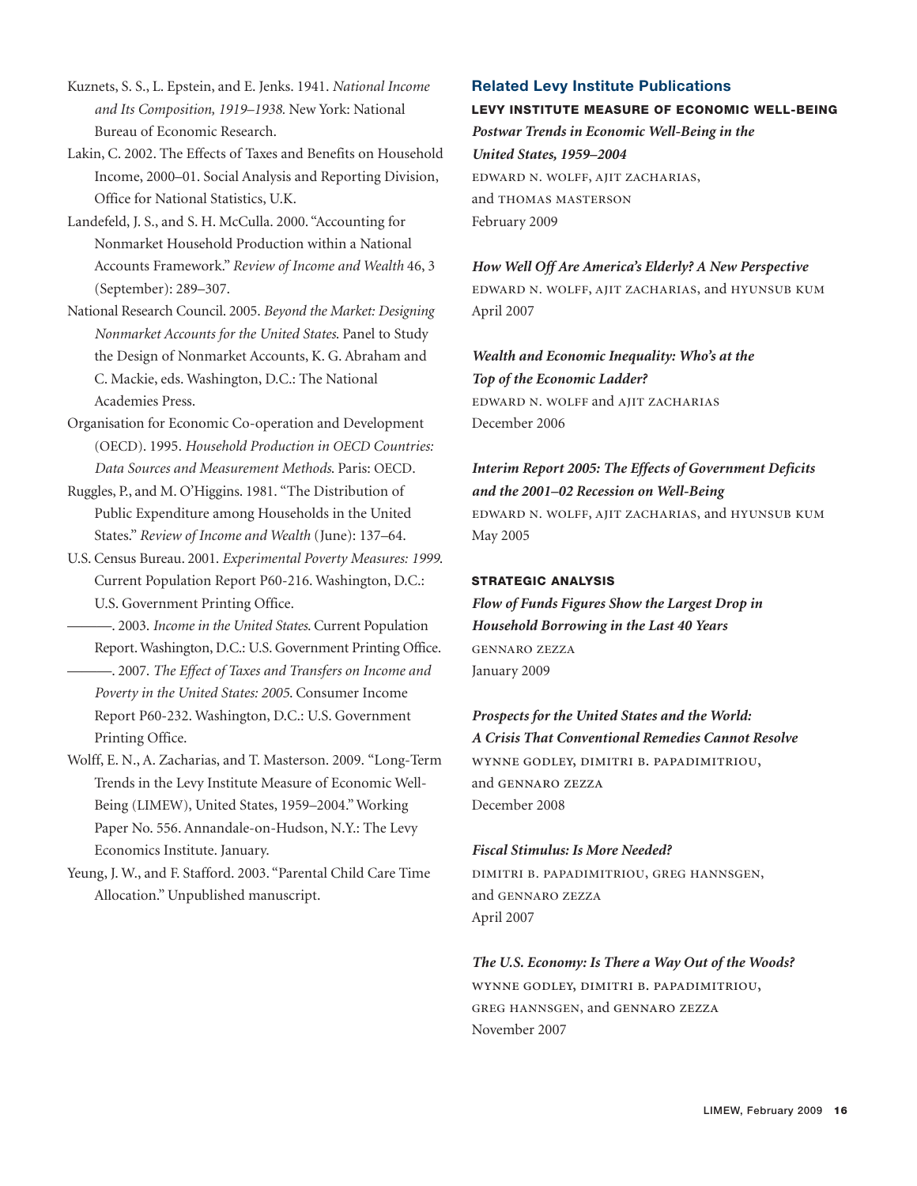Kuznets, S. S., L. Epstein, and E. Jenks. 1941. *National Income and Its Composition, 1919–1938.* New York: National Bureau of Economic Research.

Lakin, C. 2002. The Effects of Taxes and Benefits on Household Income, 2000–01. Social Analysis and Reporting Division, Office for National Statistics, U.K.

Landefeld, J. S., and S. H. McCulla. 2000. "Accounting for Nonmarket Household Production within a National Accounts Framework." *Review of Income and Wealth* 46, 3 (September): 289–307.

National Research Council. 2005. *Beyond the Market: Designing Nonmarket Accounts for the United States.* Panel to Study the Design of Nonmarket Accounts, K. G. Abraham and C. Mackie, eds. Washington, D.C.: The National Academies Press.

Organisation for Economic Co-operation and Development (OECD). 1995. *Household Production in OECD Countries: Data Sources and Measurement Methods.* Paris: OECD.

Ruggles, P., and M. O'Higgins. 1981. "The Distribution of Public Expenditure among Households in the United States." *Review of Income and Wealth* (June): 137–64.

U.S. Census Bureau. 2001. *Experimental Poverty Measures: 1999.* Current Population Report P60-216. Washington, D.C.: U.S. Government Printing Office.

———. 2003. *Income in the United States.* Current Population Report. Washington, D.C.: U.S. Government Printing Office.

———. 2007. *The Effect of Taxes and Transfers on Income and Poverty in the United States: 2005.* Consumer Income Report P60-232. Washington, D.C.: U.S. Government Printing Office.

Wolff, E. N., A. Zacharias, and T. Masterson. 2009. "Long-Term Trends in the Levy Institute Measure of Economic Well-Being (LIMEW), United States, 1959–2004." Working Paper No. 556. Annandale-on-Hudson, N.Y.: The Levy Economics Institute. January.

Yeung, J. W., and F. Stafford. 2003. "Parental Child Care Time Allocation." Unpublished manuscript.

## Related Levy Institute Publications

### LEVY INSTITUTE MEASURE OF ECONOMIC WELL-BEING

***Postwar Trends in Economic Well-Being in the United States, 1959–2004***
EDWARD N. WOLFF, AJIT ZACHARIAS, and THOMAS MASTERSON
February 2009

***How Well Off Are America's Elderly? A New Perspective***
EDWARD N. WOLFF, AJIT ZACHARIAS, and HYUNSUB KUM
April 2007

***Wealth and Economic Inequality: Who's at the Top of the Economic Ladder?***
EDWARD N. WOLFF and AJIT ZACHARIAS
December 2006

***Interim Report 2005: The Effects of Government Deficits and the 2001–02 Recession on Well-Being***
EDWARD N. WOLFF, AJIT ZACHARIAS, and HYUNSUB KUM
May 2005

### STRATEGIC ANALYSIS

***Flow of Funds Figures Show the Largest Drop in Household Borrowing in the Last 40 Years***
GENNARO ZEZZA
January 2009

***Prospects for the United States and the World: A Crisis That Conventional Remedies Cannot Resolve***
WYNNE GODLEY, DIMITRI B. PAPADIMITRIOU, and GENNARO ZEZZA
December 2008

***Fiscal Stimulus: Is More Needed?***
DIMITRI B. PAPADIMITRIOU, GREG HANNSGEN, and GENNARO ZEZZA
April 2007

***The U.S. Economy: Is There a Way Out of the Woods?***
WYNNE GODLEY, DIMITRI B. PAPADIMITRIOU, GREG HANNSGEN, and GENNARO ZEZZA
November 2007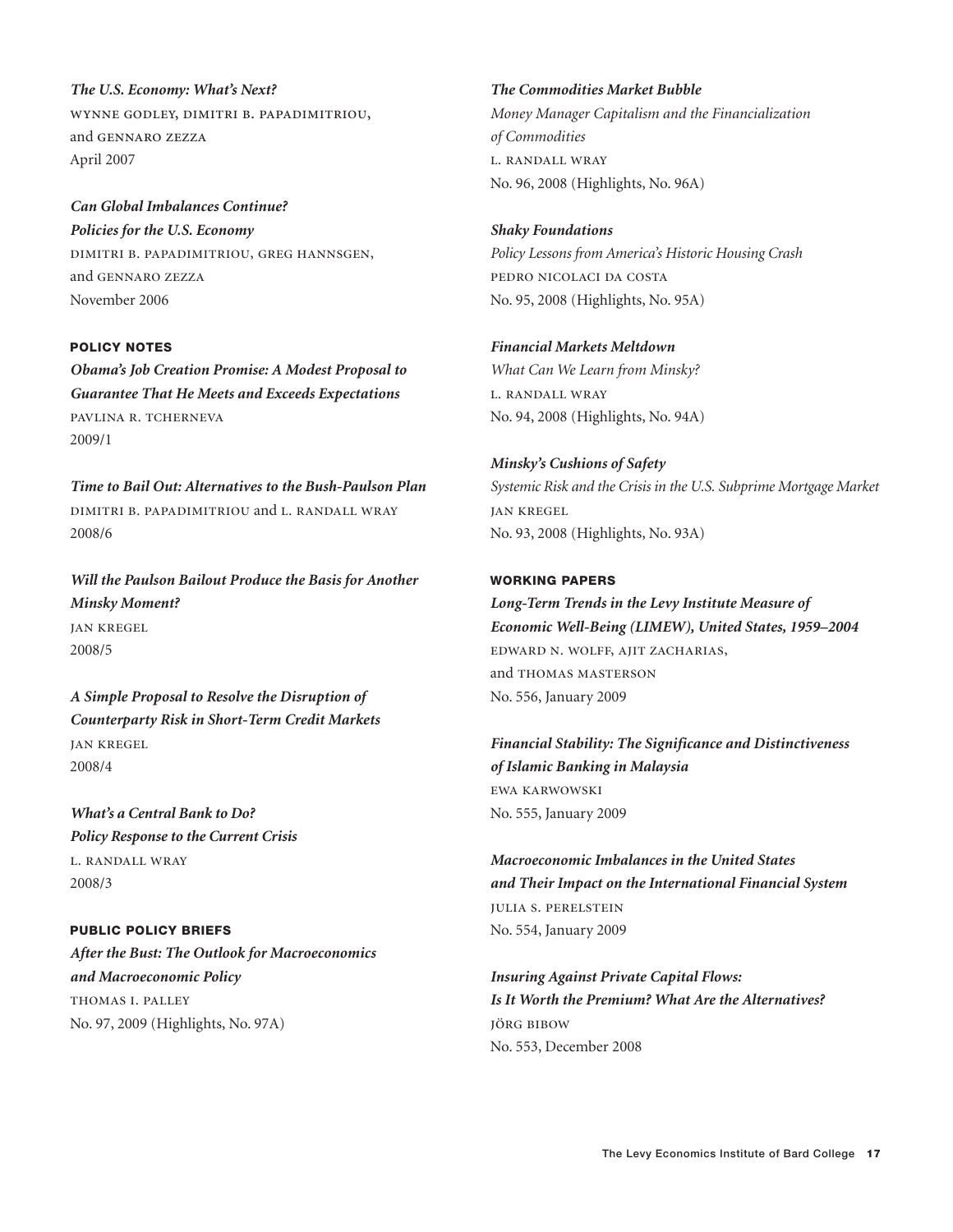***The U.S. Economy: What's Next?***
WYNNE GODLEY, DIMITRI B. PAPADIMITRIOU, and GENNARO ZEZZA
April 2007

***Can Global Imbalances Continue? Policies for the U.S. Economy***
DIMITRI B. PAPADIMITRIOU, GREG HANNSGEN, and GENNARO ZEZZA
November 2006

### POLICY NOTES

***Obama's Job Creation Promise: A Modest Proposal to Guarantee That He Meets and Exceeds Expectations***
PAVLINA R. TCHERNEVA
2009/1

***Time to Bail Out: Alternatives to the Bush-Paulson Plan***
DIMITRI B. PAPADIMITRIOU and L. RANDALL WRAY
2008/6

***Will the Paulson Bailout Produce the Basis for Another Minsky Moment?***
JAN KREGEL
2008/5

***A Simple Proposal to Resolve the Disruption of Counterparty Risk in Short-Term Credit Markets***
JAN KREGEL
2008/4

***What's a Central Bank to Do? Policy Response to the Current Crisis***
L. RANDALL WRAY
2008/3

### PUBLIC POLICY BRIEFS

***After the Bust: The Outlook for Macroeconomics and Macroeconomic Policy***
THOMAS I. PALLEY
No. 97, 2009 (Highlights, No. 97A)

***The Commodities Market Bubble***
*Money Manager Capitalism and the Financialization of Commodities*
L. RANDALL WRAY
No. 96, 2008 (Highlights, No. 96A)

***Shaky Foundations***
*Policy Lessons from America's Historic Housing Crash*
PEDRO NICOLACI DA COSTA
No. 95, 2008 (Highlights, No. 95A)

***Financial Markets Meltdown***
*What Can We Learn from Minsky?*
L. RANDALL WRAY
No. 94, 2008 (Highlights, No. 94A)

***Minsky's Cushions of Safety***
*Systemic Risk and the Crisis in the U.S. Subprime Mortgage Market*
JAN KREGEL
No. 93, 2008 (Highlights, No. 93A)

### WORKING PAPERS

***Long-Term Trends in the Levy Institute Measure of Economic Well-Being (LIMEW), United States, 1959–2004***
EDWARD N. WOLFF, AJIT ZACHARIAS, and THOMAS MASTERSON
No. 556, January 2009

***Financial Stability: The Significance and Distinctiveness of Islamic Banking in Malaysia***
EWA KARWOWSKI
No. 555, January 2009

***Macroeconomic Imbalances in the United States and Their Impact on the International Financial System***
JULIA S. PERELSTEIN
No. 554, January 2009

***Insuring Against Private Capital Flows: Is It Worth the Premium? What Are the Alternatives?***
JÖRG BIBOW
No. 553, December 2008